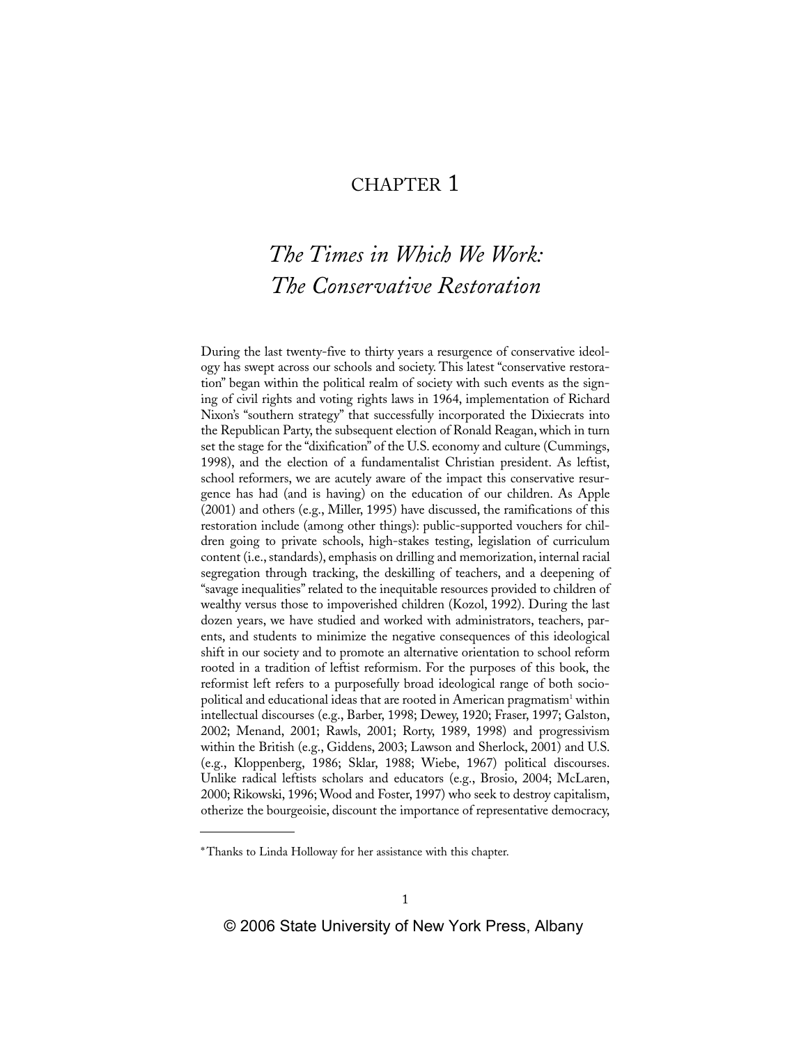# CHAPTER 1

## *The Times in Which We Work: The Conservative Restoration*

During the last twenty-five to thirty years a resurgence of conservative ideology has swept across our schools and society. This latest "conservative restoration" began within the political realm of society with such events as the signing of civil rights and voting rights laws in 1964, implementation of Richard Nixon's "southern strategy" that successfully incorporated the Dixiecrats into the Republican Party, the subsequent election of Ronald Reagan, which in turn set the stage for the "dixification" of the U.S. economy and culture (Cummings, 1998), and the election of a fundamentalist Christian president. As leftist, school reformers, we are acutely aware of the impact this conservative resurgence has had (and is having) on the education of our children. As Apple (2001) and others (e.g., Miller, 1995) have discussed, the ramifications of this restoration include (among other things): public-supported vouchers for children going to private schools, high-stakes testing, legislation of curriculum content (i.e., standards), emphasis on drilling and memorization, internal racial segregation through tracking, the deskilling of teachers, and a deepening of "savage inequalities" related to the inequitable resources provided to children of wealthy versus those to impoverished children (Kozol, 1992). During the last dozen years, we have studied and worked with administrators, teachers, parents, and students to minimize the negative consequences of this ideological shift in our society and to promote an alternative orientation to school reform rooted in a tradition of leftist reformism. For the purposes of this book, the reformist left refers to a purposefully broad ideological range of both sociopolitical and educational ideas that are rooted in American pragmatism[1] within intellectual discourses (e.g., Barber, 1998; Dewey, 1920; Fraser, 1997; Galston, 2002; Menand, 2001; Rawls, 2001; Rorty, 1989, 1998) and progressivism within the British (e.g., Giddens, 2003; Lawson and Sherlock, 2001) and U.S. (e.g., Kloppenberg, 1986; Sklar, 1988; Wiebe, 1967) political discourses. Unlike radical leftists scholars and educators (e.g., Brosio, 2004; McLaren, 2000; Rikowski, 1996; Wood and Foster, 1997) who seek to destroy capitalism, otherize the bourgeoisie, discount the importance of representative democracy,

---

*Thanks to Linda Holloway for her assistance with this chapter.

© 2006 State University of New York Press, Albany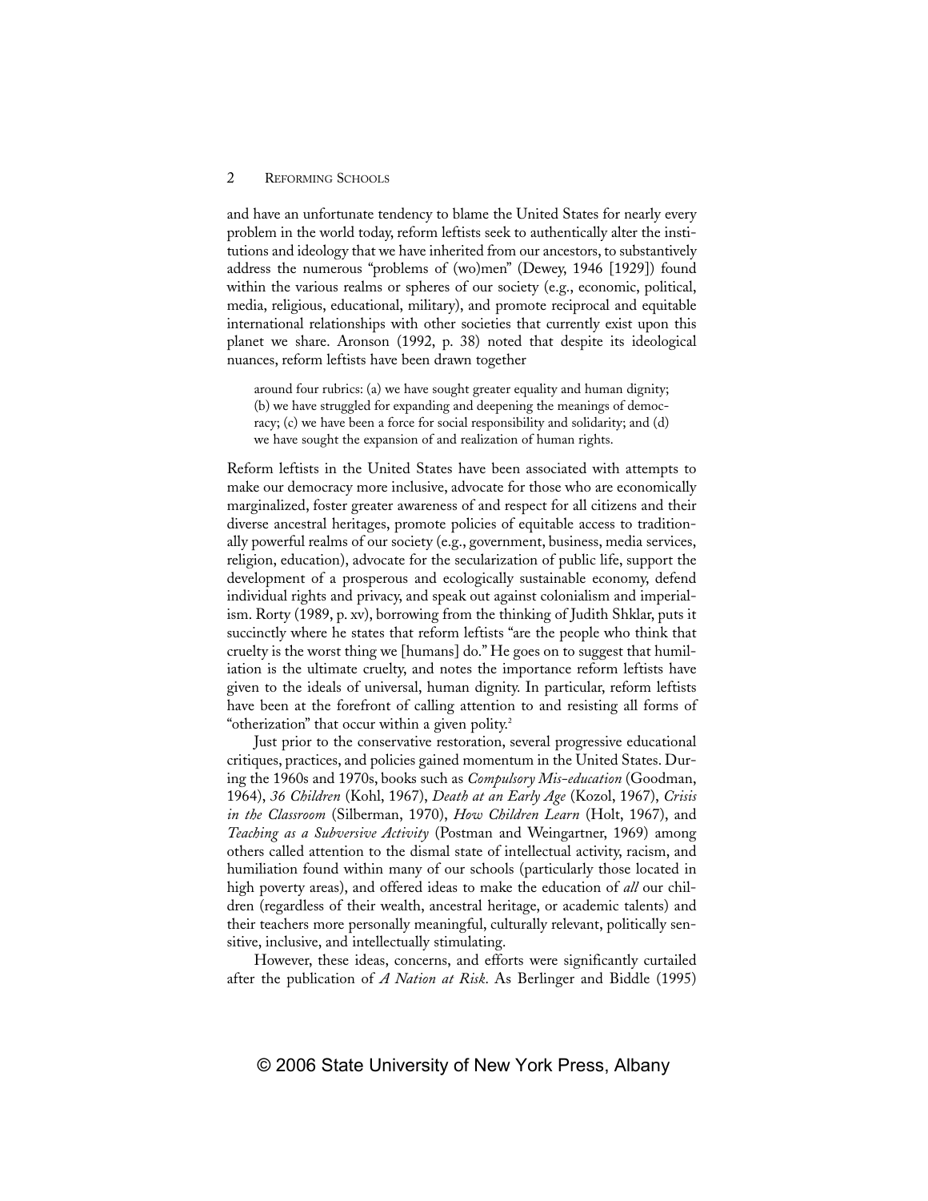and have an unfortunate tendency to blame the United States for nearly every problem in the world today, reform leftists seek to authentically alter the institutions and ideology that we have inherited from our ancestors, to substantively address the numerous "problems of (wo)men" (Dewey, 1946 [1929]) found within the various realms or spheres of our society (e.g., economic, political, media, religious, educational, military), and promote reciprocal and equitable international relationships with other societies that currently exist upon this planet we share. Aronson (1992, p. 38) noted that despite its ideological nuances, reform leftists have been drawn together

> around four rubrics: (a) we have sought greater equality and human dignity; (b) we have struggled for expanding and deepening the meanings of democracy; (c) we have been a force for social responsibility and solidarity; and (d) we have sought the expansion of and realization of human rights.

Reform leftists in the United States have been associated with attempts to make our democracy more inclusive, advocate for those who are economically marginalized, foster greater awareness of and respect for all citizens and their diverse ancestral heritages, promote policies of equitable access to traditionally powerful realms of our society (e.g., government, business, media services, religion, education), advocate for the secularization of public life, support the development of a prosperous and ecologically sustainable economy, defend individual rights and privacy, and speak out against colonialism and imperialism. Rorty (1989, p. xv), borrowing from the thinking of Judith Shklar, puts it succinctly where he states that reform leftists "are the people who think that cruelty is the worst thing we [humans] do." He goes on to suggest that humiliation is the ultimate cruelty, and notes the importance reform leftists have given to the ideals of universal, human dignity. In particular, reform leftists have been at the forefront of calling attention to and resisting all forms of "otherization" that occur within a given polity.[2]

Just prior to the conservative restoration, several progressive educational critiques, practices, and policies gained momentum in the United States. During the 1960s and 1970s, books such as *Compulsory Mis-education* (Goodman, 1964), *36 Children* (Kohl, 1967), *Death at an Early Age* (Kozol, 1967), *Crisis in the Classroom* (Silberman, 1970), *How Children Learn* (Holt, 1967), and *Teaching as a Subversive Activity* (Postman and Weingartner, 1969) among others called attention to the dismal state of intellectual activity, racism, and humiliation found within many of our schools (particularly those located in high poverty areas), and offered ideas to make the education of *all* our children (regardless of their wealth, ancestral heritage, or academic talents) and their teachers more personally meaningful, culturally relevant, politically sensitive, inclusive, and intellectually stimulating.

However, these ideas, concerns, and efforts were significantly curtailed after the publication of *A Nation at Risk*. As Berlinger and Biddle (1995)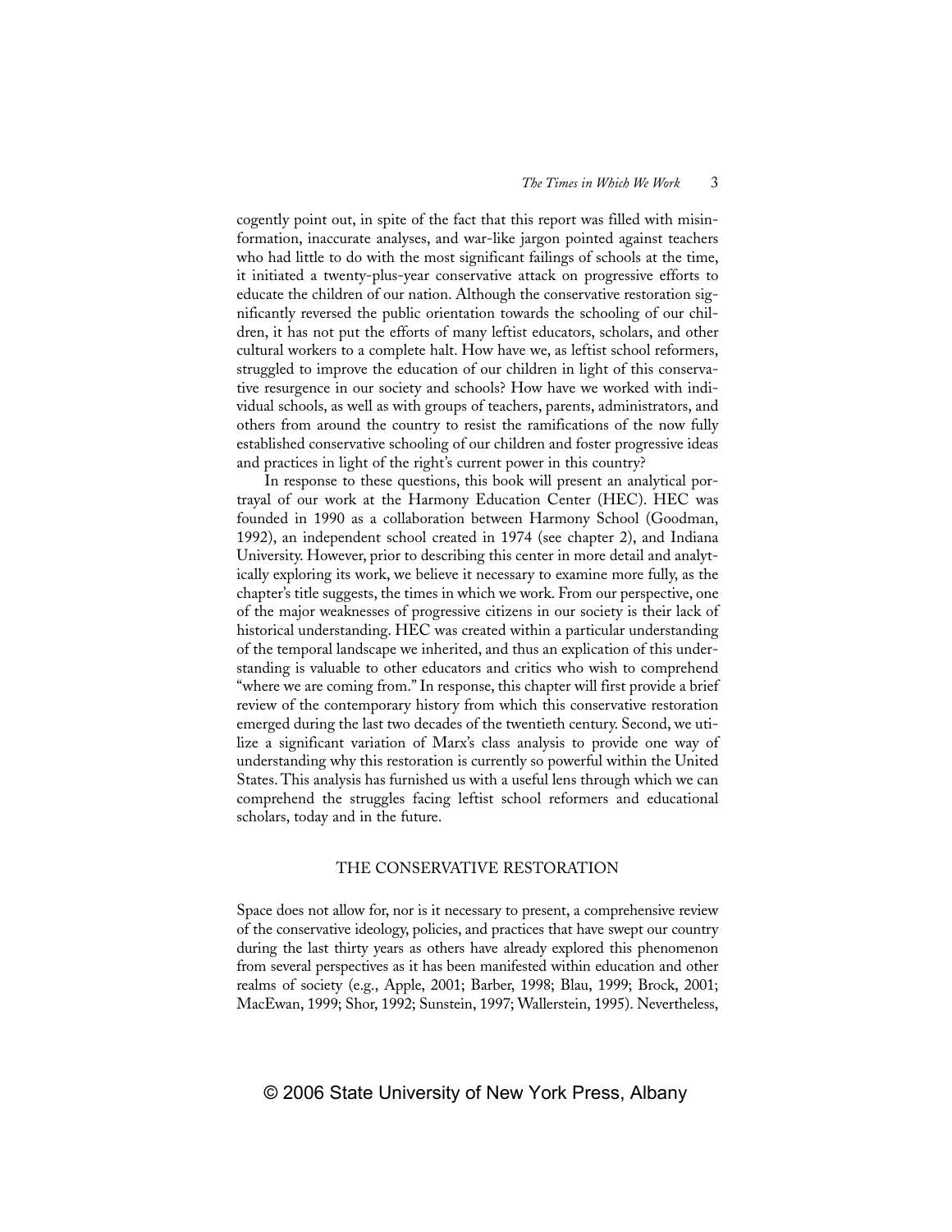cogently point out, in spite of the fact that this report was filled with misinformation, inaccurate analyses, and war-like jargon pointed against teachers who had little to do with the most significant failings of schools at the time, it initiated a twenty-plus-year conservative attack on progressive efforts to educate the children of our nation. Although the conservative restoration significantly reversed the public orientation towards the schooling of our children, it has not put the efforts of many leftist educators, scholars, and other cultural workers to a complete halt. How have we, as leftist school reformers, struggled to improve the education of our children in light of this conservative resurgence in our society and schools? How have we worked with individual schools, as well as with groups of teachers, parents, administrators, and others from around the country to resist the ramifications of the now fully established conservative schooling of our children and foster progressive ideas and practices in light of the right's current power in this country?

In response to these questions, this book will present an analytical portrayal of our work at the Harmony Education Center (HEC). HEC was founded in 1990 as a collaboration between Harmony School (Goodman, 1992), an independent school created in 1974 (see chapter 2), and Indiana University. However, prior to describing this center in more detail and analytically exploring its work, we believe it necessary to examine more fully, as the chapter's title suggests, the times in which we work. From our perspective, one of the major weaknesses of progressive citizens in our society is their lack of historical understanding. HEC was created within a particular understanding of the temporal landscape we inherited, and thus an explication of this understanding is valuable to other educators and critics who wish to comprehend "where we are coming from." In response, this chapter will first provide a brief review of the contemporary history from which this conservative restoration emerged during the last two decades of the twentieth century. Second, we utilize a significant variation of Marx's class analysis to provide one way of understanding why this restoration is currently so powerful within the United States. This analysis has furnished us with a useful lens through which we can comprehend the struggles facing leftist school reformers and educational scholars, today and in the future.

## THE CONSERVATIVE RESTORATION

Space does not allow for, nor is it necessary to present, a comprehensive review of the conservative ideology, policies, and practices that have swept our country during the last thirty years as others have already explored this phenomenon from several perspectives as it has been manifested within education and other realms of society (e.g., Apple, 2001; Barber, 1998; Blau, 1999; Brock, 2001; MacEwan, 1999; Shor, 1992; Sunstein, 1997; Wallerstein, 1995). Nevertheless,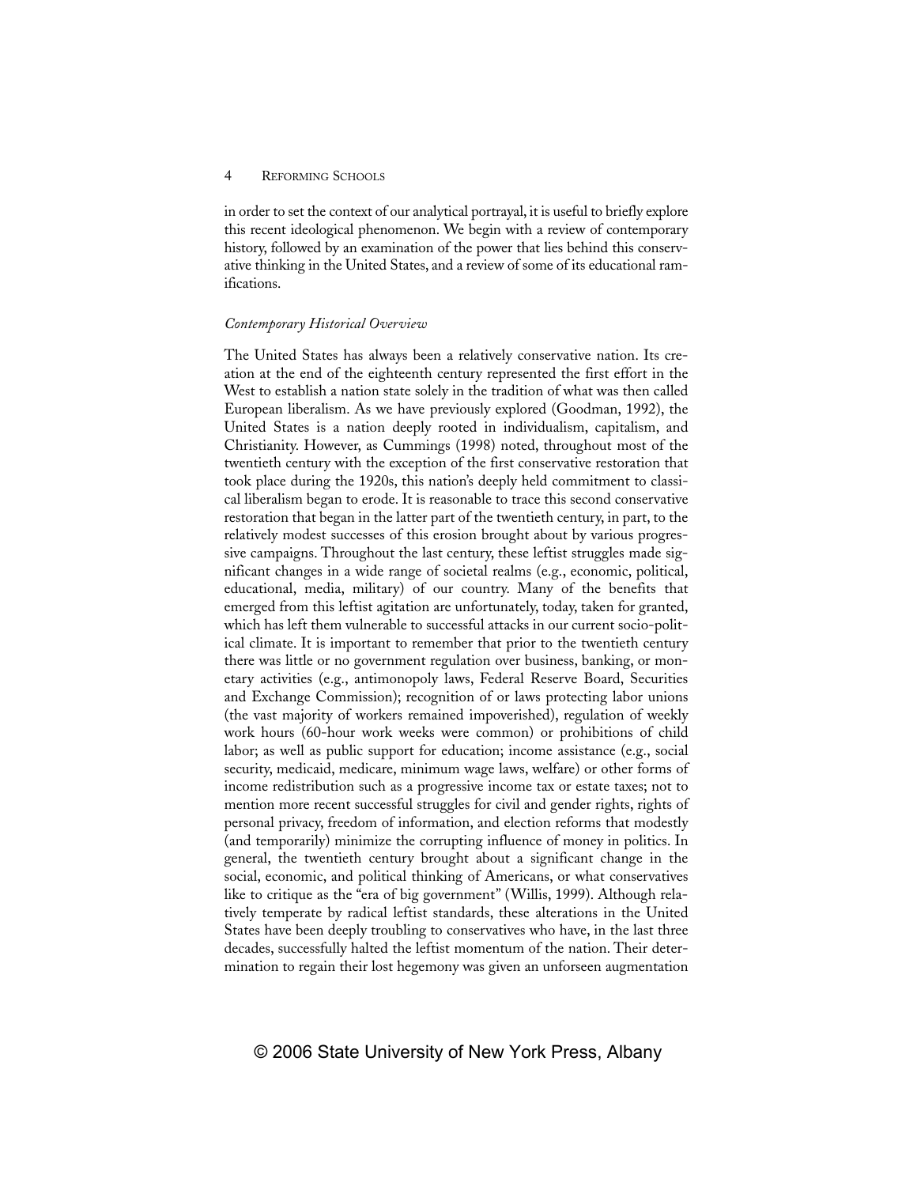in order to set the context of our analytical portrayal, it is useful to briefly explore this recent ideological phenomenon. We begin with a review of contemporary history, followed by an examination of the power that lies behind this conservative thinking in the United States, and a review of some of its educational ramifications.

*Contemporary Historical Overview*

The United States has always been a relatively conservative nation. Its creation at the end of the eighteenth century represented the first effort in the West to establish a nation state solely in the tradition of what was then called European liberalism. As we have previously explored (Goodman, 1992), the United States is a nation deeply rooted in individualism, capitalism, and Christianity. However, as Cummings (1998) noted, throughout most of the twentieth century with the exception of the first conservative restoration that took place during the 1920s, this nation's deeply held commitment to classical liberalism began to erode. It is reasonable to trace this second conservative restoration that began in the latter part of the twentieth century, in part, to the relatively modest successes of this erosion brought about by various progressive campaigns. Throughout the last century, these leftist struggles made significant changes in a wide range of societal realms (e.g., economic, political, educational, media, military) of our country. Many of the benefits that emerged from this leftist agitation are unfortunately, today, taken for granted, which has left them vulnerable to successful attacks in our current socio-political climate. It is important to remember that prior to the twentieth century there was little or no government regulation over business, banking, or monetary activities (e.g., antimonopoly laws, Federal Reserve Board, Securities and Exchange Commission); recognition of or laws protecting labor unions (the vast majority of workers remained impoverished), regulation of weekly work hours (60-hour work weeks were common) or prohibitions of child labor; as well as public support for education; income assistance (e.g., social security, medicaid, medicare, minimum wage laws, welfare) or other forms of income redistribution such as a progressive income tax or estate taxes; not to mention more recent successful struggles for civil and gender rights, rights of personal privacy, freedom of information, and election reforms that modestly (and temporarily) minimize the corrupting influence of money in politics. In general, the twentieth century brought about a significant change in the social, economic, and political thinking of Americans, or what conservatives like to critique as the "era of big government" (Willis, 1999). Although relatively temperate by radical leftist standards, these alterations in the United States have been deeply troubling to conservatives who have, in the last three decades, successfully halted the leftist momentum of the nation. Their determination to regain their lost hegemony was given an unforseen augmentation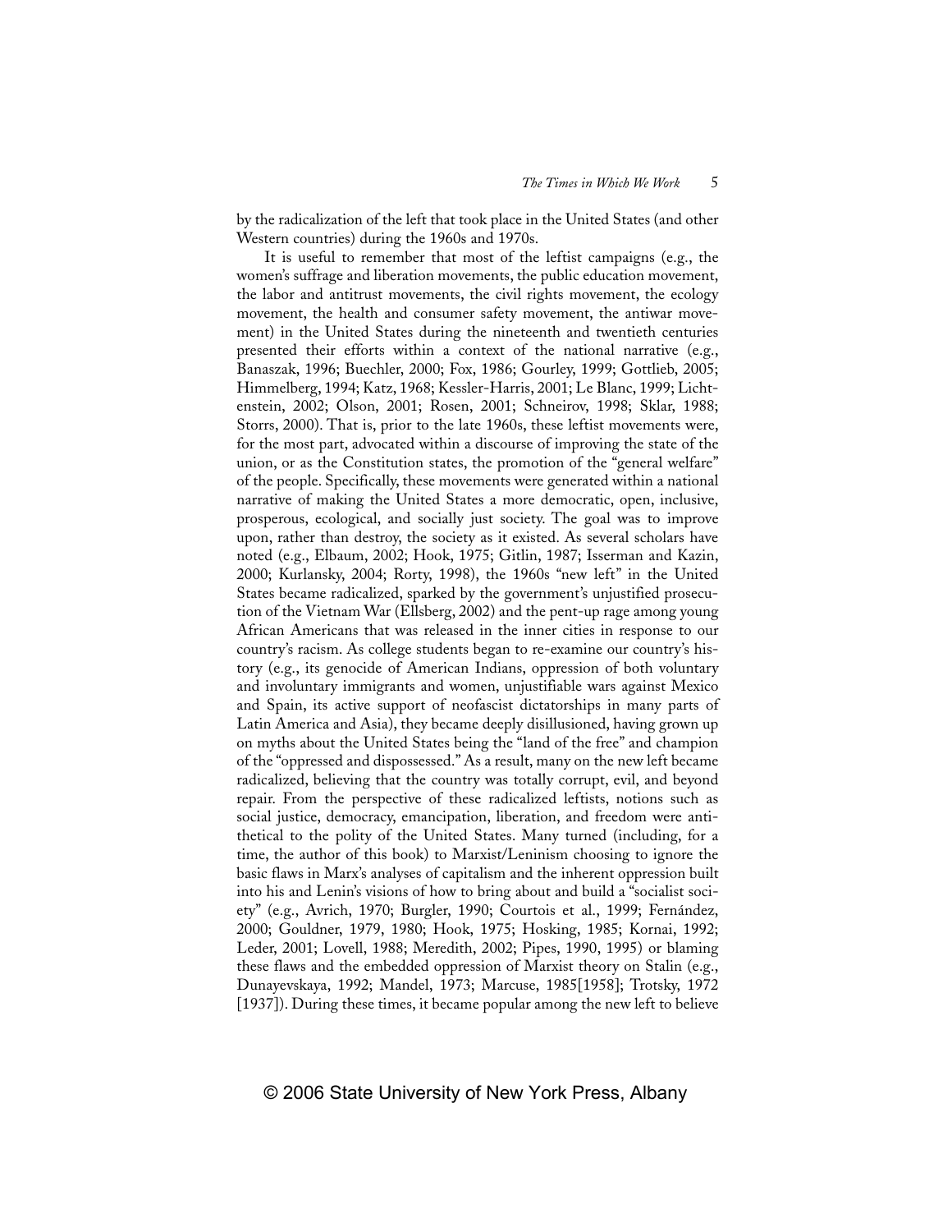by the radicalization of the left that took place in the United States (and other Western countries) during the 1960s and 1970s.

It is useful to remember that most of the leftist campaigns (e.g., the women's suffrage and liberation movements, the public education movement, the labor and antitrust movements, the civil rights movement, the ecology movement, the health and consumer safety movement, the antiwar movement) in the United States during the nineteenth and twentieth centuries presented their efforts within a context of the national narrative (e.g., Banaszak, 1996; Buechler, 2000; Fox, 1986; Gourley, 1999; Gottlieb, 2005; Himmelberg, 1994; Katz, 1968; Kessler-Harris, 2001; Le Blanc, 1999; Lichtenstein, 2002; Olson, 2001; Rosen, 2001; Schneirov, 1998; Sklar, 1988; Storrs, 2000). That is, prior to the late 1960s, these leftist movements were, for the most part, advocated within a discourse of improving the state of the union, or as the Constitution states, the promotion of the "general welfare" of the people. Specifically, these movements were generated within a national narrative of making the United States a more democratic, open, inclusive, prosperous, ecological, and socially just society. The goal was to improve upon, rather than destroy, the society as it existed. As several scholars have noted (e.g., Elbaum, 2002; Hook, 1975; Gitlin, 1987; Isserman and Kazin, 2000; Kurlansky, 2004; Rorty, 1998), the 1960s "new left" in the United States became radicalized, sparked by the government's unjustified prosecution of the Vietnam War (Ellsberg, 2002) and the pent-up rage among young African Americans that was released in the inner cities in response to our country's racism. As college students began to re-examine our country's history (e.g., its genocide of American Indians, oppression of both voluntary and involuntary immigrants and women, unjustifiable wars against Mexico and Spain, its active support of neofascist dictatorships in many parts of Latin America and Asia), they became deeply disillusioned, having grown up on myths about the United States being the "land of the free" and champion of the "oppressed and dispossessed." As a result, many on the new left became radicalized, believing that the country was totally corrupt, evil, and beyond repair. From the perspective of these radicalized leftists, notions such as social justice, democracy, emancipation, liberation, and freedom were antithetical to the polity of the United States. Many turned (including, for a time, the author of this book) to Marxist/Leninism choosing to ignore the basic flaws in Marx's analyses of capitalism and the inherent oppression built into his and Lenin's visions of how to bring about and build a "socialist society" (e.g., Avrich, 1970; Burgler, 1990; Courtois et al., 1999; Fernández, 2000; Gouldner, 1979, 1980; Hook, 1975; Hosking, 1985; Kornai, 1992; Leder, 2001; Lovell, 1988; Meredith, 2002; Pipes, 1990, 1995) or blaming these flaws and the embedded oppression of Marxist theory on Stalin (e.g., Dunayevskaya, 1992; Mandel, 1973; Marcuse, 1985[1958]; Trotsky, 1972 [1937]). During these times, it became popular among the new left to believe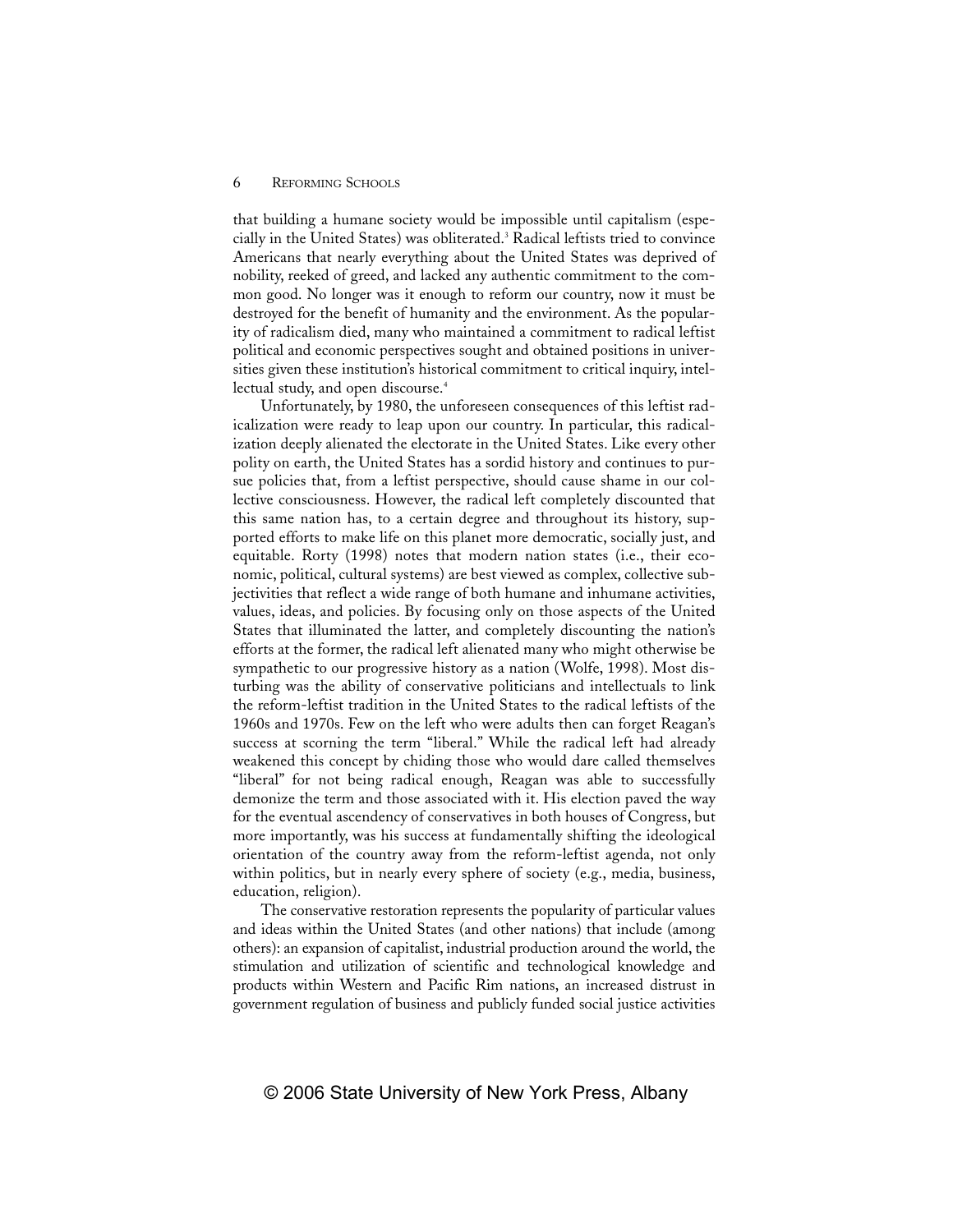that building a humane society would be impossible until capitalism (especially in the United States) was obliterated.[3] Radical leftists tried to convince Americans that nearly everything about the United States was deprived of nobility, reeked of greed, and lacked any authentic commitment to the common good. No longer was it enough to reform our country, now it must be destroyed for the benefit of humanity and the environment. As the popularity of radicalism died, many who maintained a commitment to radical leftist political and economic perspectives sought and obtained positions in universities given these institution's historical commitment to critical inquiry, intellectual study, and open discourse.[4]

Unfortunately, by 1980, the unforeseen consequences of this leftist radicalization were ready to leap upon our country. In particular, this radicalization deeply alienated the electorate in the United States. Like every other polity on earth, the United States has a sordid history and continues to pursue policies that, from a leftist perspective, should cause shame in our collective consciousness. However, the radical left completely discounted that this same nation has, to a certain degree and throughout its history, supported efforts to make life on this planet more democratic, socially just, and equitable. Rorty (1998) notes that modern nation states (i.e., their economic, political, cultural systems) are best viewed as complex, collective subjectivities that reflect a wide range of both humane and inhumane activities, values, ideas, and policies. By focusing only on those aspects of the United States that illuminated the latter, and completely discounting the nation's efforts at the former, the radical left alienated many who might otherwise be sympathetic to our progressive history as a nation (Wolfe, 1998). Most disturbing was the ability of conservative politicians and intellectuals to link the reform-leftist tradition in the United States to the radical leftists of the 1960s and 1970s. Few on the left who were adults then can forget Reagan's success at scorning the term "liberal." While the radical left had already weakened this concept by chiding those who would dare called themselves "liberal" for not being radical enough, Reagan was able to successfully demonize the term and those associated with it. His election paved the way for the eventual ascendency of conservatives in both houses of Congress, but more importantly, was his success at fundamentally shifting the ideological orientation of the country away from the reform-leftist agenda, not only within politics, but in nearly every sphere of society (e.g., media, business, education, religion).

The conservative restoration represents the popularity of particular values and ideas within the United States (and other nations) that include (among others): an expansion of capitalist, industrial production around the world, the stimulation and utilization of scientific and technological knowledge and products within Western and Pacific Rim nations, an increased distrust in government regulation of business and publicly funded social justice activities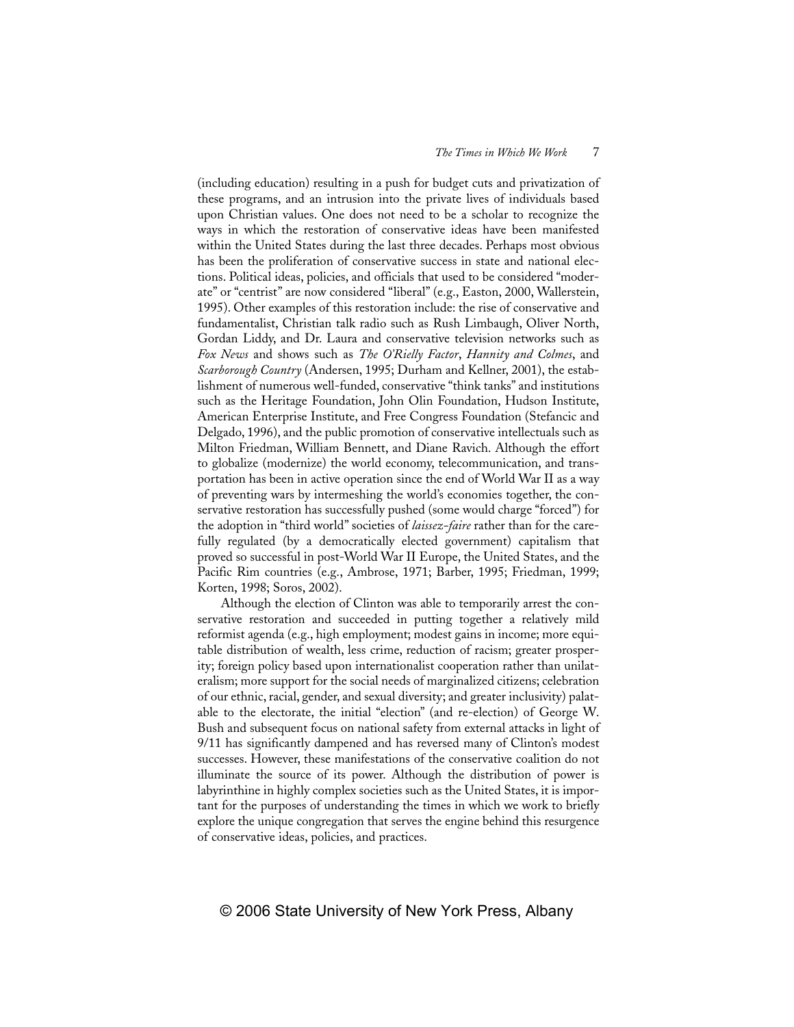(including education) resulting in a push for budget cuts and privatization of these programs, and an intrusion into the private lives of individuals based upon Christian values. One does not need to be a scholar to recognize the ways in which the restoration of conservative ideas have been manifested within the United States during the last three decades. Perhaps most obvious has been the proliferation of conservative success in state and national elections. Political ideas, policies, and officials that used to be considered "moderate" or "centrist" are now considered "liberal" (e.g., Easton, 2000, Wallerstein, 1995). Other examples of this restoration include: the rise of conservative and fundamentalist, Christian talk radio such as Rush Limbaugh, Oliver North, Gordan Liddy, and Dr. Laura and conservative television networks such as *Fox News* and shows such as *The O'Rielly Factor*, *Hannity and Colmes*, and *Scarborough Country* (Andersen, 1995; Durham and Kellner, 2001), the establishment of numerous well-funded, conservative "think tanks" and institutions such as the Heritage Foundation, John Olin Foundation, Hudson Institute, American Enterprise Institute, and Free Congress Foundation (Stefancic and Delgado, 1996), and the public promotion of conservative intellectuals such as Milton Friedman, William Bennett, and Diane Ravich. Although the effort to globalize (modernize) the world economy, telecommunication, and transportation has been in active operation since the end of World War II as a way of preventing wars by intermeshing the world's economies together, the conservative restoration has successfully pushed (some would charge "forced") for the adoption in "third world" societies of *laissez-faire* rather than for the carefully regulated (by a democratically elected government) capitalism that proved so successful in post-World War II Europe, the United States, and the Pacific Rim countries (e.g., Ambrose, 1971; Barber, 1995; Friedman, 1999; Korten, 1998; Soros, 2002).

Although the election of Clinton was able to temporarily arrest the conservative restoration and succeeded in putting together a relatively mild reformist agenda (e.g., high employment; modest gains in income; more equitable distribution of wealth, less crime, reduction of racism; greater prosperity; foreign policy based upon internationalist cooperation rather than unilateralism; more support for the social needs of marginalized citizens; celebration of our ethnic, racial, gender, and sexual diversity; and greater inclusivity) palatable to the electorate, the initial "election" (and re-election) of George W. Bush and subsequent focus on national safety from external attacks in light of 9/11 has significantly dampened and has reversed many of Clinton's modest successes. However, these manifestations of the conservative coalition do not illuminate the source of its power. Although the distribution of power is labyrinthine in highly complex societies such as the United States, it is important for the purposes of understanding the times in which we work to briefly explore the unique congregation that serves the engine behind this resurgence of conservative ideas, policies, and practices.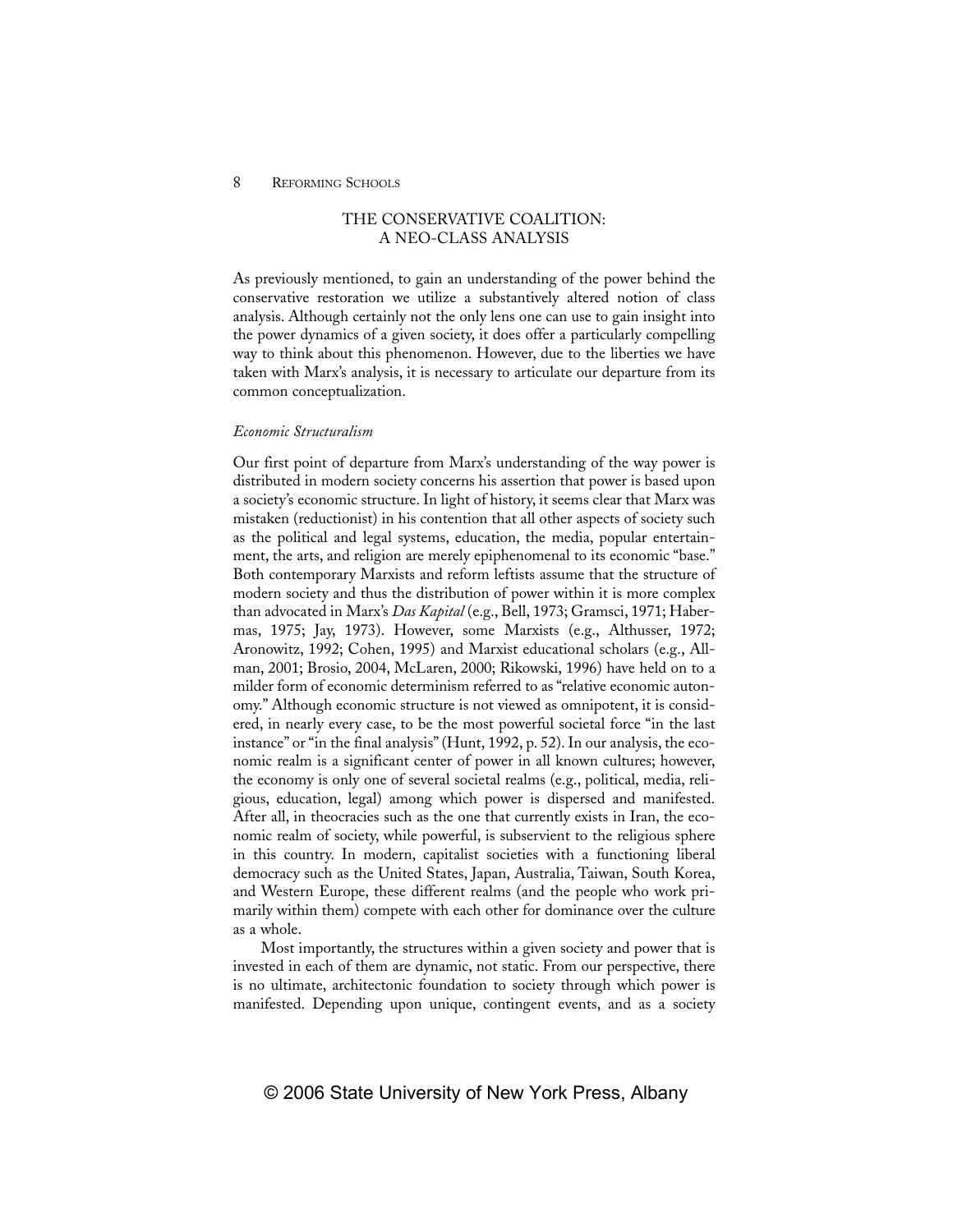## THE CONSERVATIVE COALITION: A NEO-CLASS ANALYSIS

As previously mentioned, to gain an understanding of the power behind the conservative restoration we utilize a substantively altered notion of class analysis. Although certainly not the only lens one can use to gain insight into the power dynamics of a given society, it does offer a particularly compelling way to think about this phenomenon. However, due to the liberties we have taken with Marx's analysis, it is necessary to articulate our departure from its common conceptualization.

### *Economic Structuralism*

Our first point of departure from Marx's understanding of the way power is distributed in modern society concerns his assertion that power is based upon a society's economic structure. In light of history, it seems clear that Marx was mistaken (reductionist) in his contention that all other aspects of society such as the political and legal systems, education, the media, popular entertainment, the arts, and religion are merely epiphenomenal to its economic "base." Both contemporary Marxists and reform leftists assume that the structure of modern society and thus the distribution of power within it is more complex than advocated in Marx's *Das Kapital* (e.g., Bell, 1973; Gramsci, 1971; Habermas, 1975; Jay, 1973). However, some Marxists (e.g., Althusser, 1972; Aronowitz, 1992; Cohen, 1995) and Marxist educational scholars (e.g., Allman, 2001; Brosio, 2004, McLaren, 2000; Rikowski, 1996) have held on to a milder form of economic determinism referred to as "relative economic autonomy." Although economic structure is not viewed as omnipotent, it is considered, in nearly every case, to be the most powerful societal force "in the last instance" or "in the final analysis" (Hunt, 1992, p. 52). In our analysis, the economic realm is a significant center of power in all known cultures; however, the economy is only one of several societal realms (e.g., political, media, religious, education, legal) among which power is dispersed and manifested. After all, in theocracies such as the one that currently exists in Iran, the economic realm of society, while powerful, is subservient to the religious sphere in this country. In modern, capitalist societies with a functioning liberal democracy such as the United States, Japan, Australia, Taiwan, South Korea, and Western Europe, these different realms (and the people who work primarily within them) compete with each other for dominance over the culture as a whole.

Most importantly, the structures within a given society and power that is invested in each of them are dynamic, not static. From our perspective, there is no ultimate, architectonic foundation to society through which power is manifested. Depending upon unique, contingent events, and as a society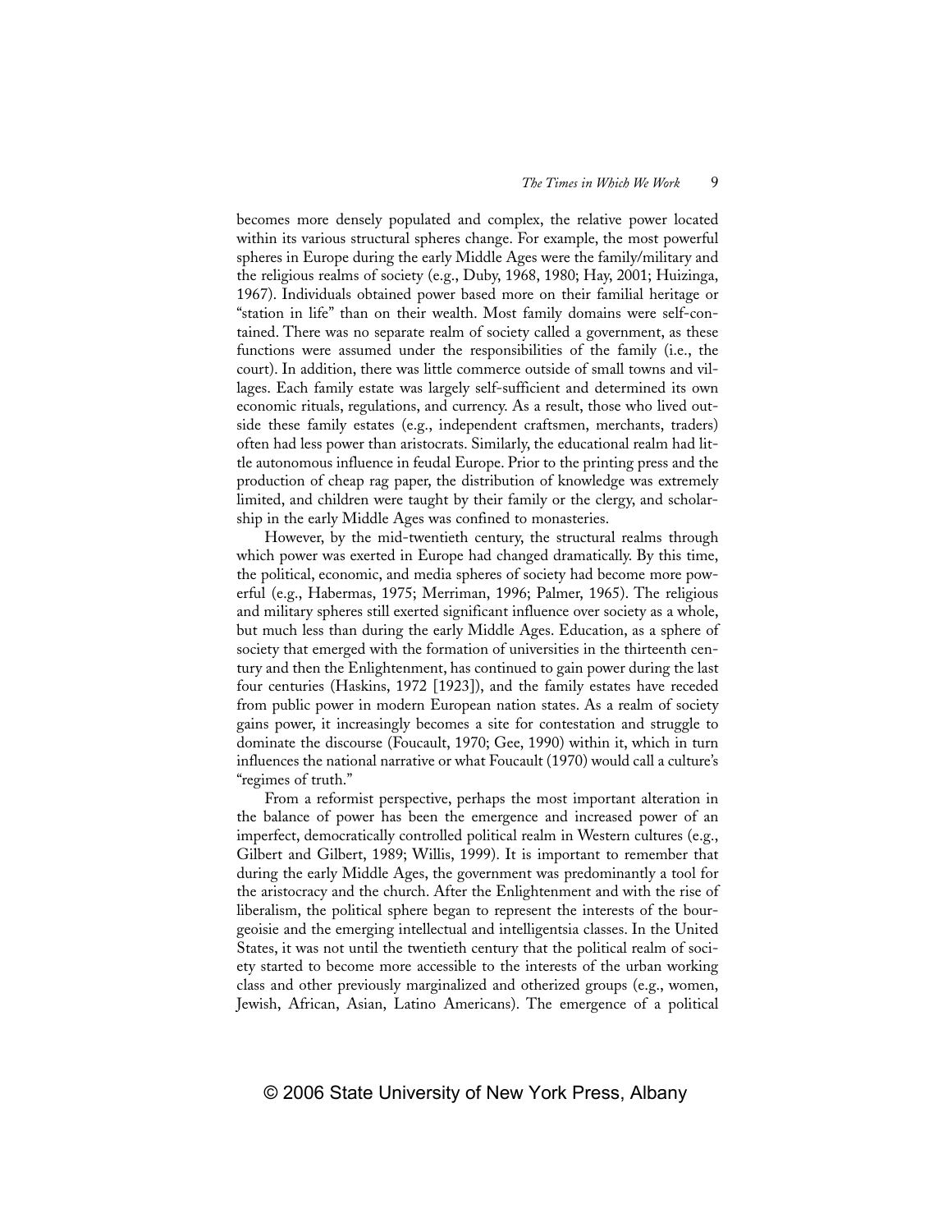becomes more densely populated and complex, the relative power located within its various structural spheres change. For example, the most powerful spheres in Europe during the early Middle Ages were the family/military and the religious realms of society (e.g., Duby, 1968, 1980; Hay, 2001; Huizinga, 1967). Individuals obtained power based more on their familial heritage or "station in life" than on their wealth. Most family domains were self-contained. There was no separate realm of society called a government, as these functions were assumed under the responsibilities of the family (i.e., the court). In addition, there was little commerce outside of small towns and villages. Each family estate was largely self-sufficient and determined its own economic rituals, regulations, and currency. As a result, those who lived outside these family estates (e.g., independent craftsmen, merchants, traders) often had less power than aristocrats. Similarly, the educational realm had little autonomous influence in feudal Europe. Prior to the printing press and the production of cheap rag paper, the distribution of knowledge was extremely limited, and children were taught by their family or the clergy, and scholarship in the early Middle Ages was confined to monasteries.

However, by the mid-twentieth century, the structural realms through which power was exerted in Europe had changed dramatically. By this time, the political, economic, and media spheres of society had become more powerful (e.g., Habermas, 1975; Merriman, 1996; Palmer, 1965). The religious and military spheres still exerted significant influence over society as a whole, but much less than during the early Middle Ages. Education, as a sphere of society that emerged with the formation of universities in the thirteenth century and then the Enlightenment, has continued to gain power during the last four centuries (Haskins, 1972 [1923]), and the family estates have receded from public power in modern European nation states. As a realm of society gains power, it increasingly becomes a site for contestation and struggle to dominate the discourse (Foucault, 1970; Gee, 1990) within it, which in turn influences the national narrative or what Foucault (1970) would call a culture's "regimes of truth."

From a reformist perspective, perhaps the most important alteration in the balance of power has been the emergence and increased power of an imperfect, democratically controlled political realm in Western cultures (e.g., Gilbert and Gilbert, 1989; Willis, 1999). It is important to remember that during the early Middle Ages, the government was predominantly a tool for the aristocracy and the church. After the Enlightenment and with the rise of liberalism, the political sphere began to represent the interests of the bourgeoisie and the emerging intellectual and intelligentsia classes. In the United States, it was not until the twentieth century that the political realm of society started to become more accessible to the interests of the urban working class and other previously marginalized and otherized groups (e.g., women, Jewish, African, Asian, Latino Americans). The emergence of a political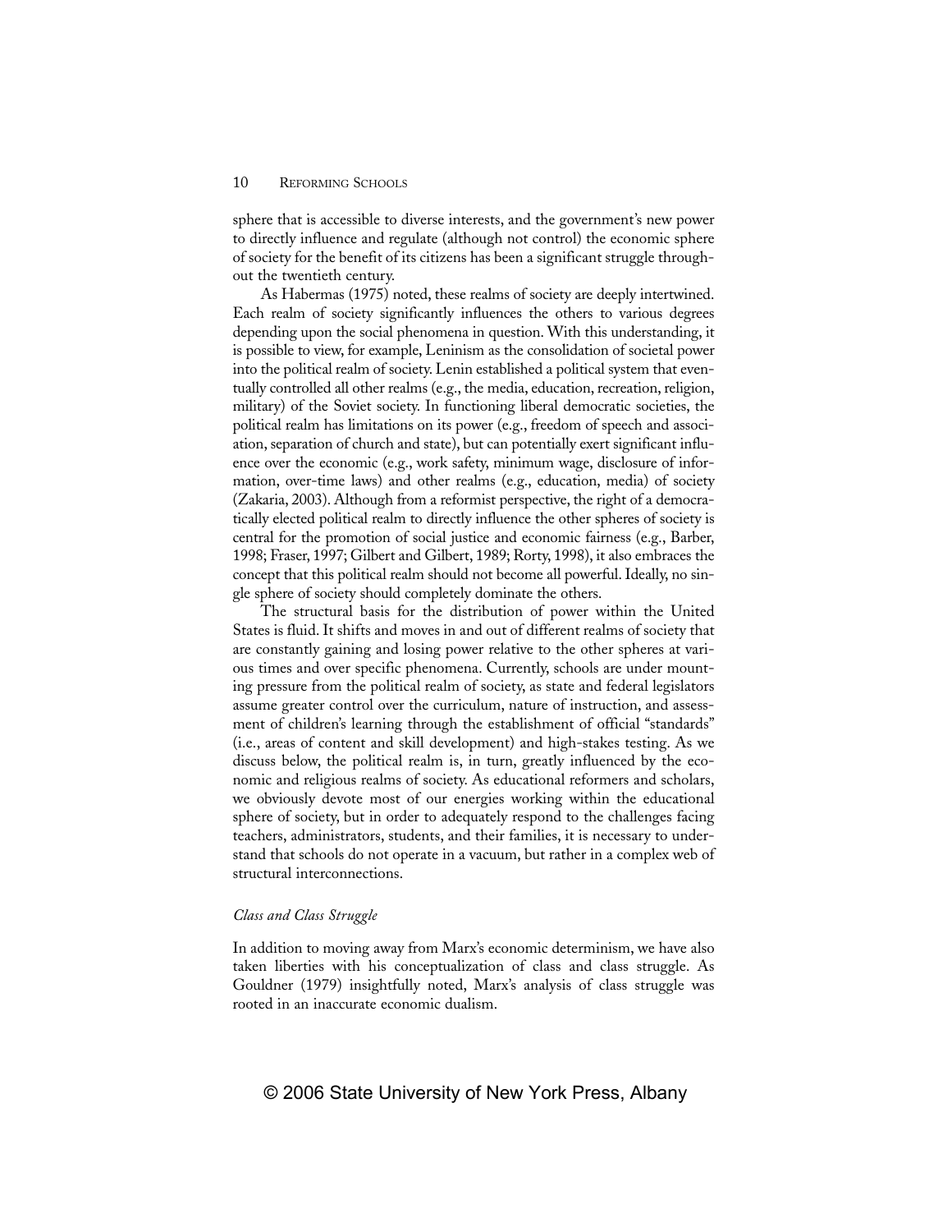sphere that is accessible to diverse interests, and the government's new power to directly influence and regulate (although not control) the economic sphere of society for the benefit of its citizens has been a significant struggle throughout the twentieth century.

As Habermas (1975) noted, these realms of society are deeply intertwined. Each realm of society significantly influences the others to various degrees depending upon the social phenomena in question. With this understanding, it is possible to view, for example, Leninism as the consolidation of societal power into the political realm of society. Lenin established a political system that eventually controlled all other realms (e.g., the media, education, recreation, religion, military) of the Soviet society. In functioning liberal democratic societies, the political realm has limitations on its power (e.g., freedom of speech and association, separation of church and state), but can potentially exert significant influence over the economic (e.g., work safety, minimum wage, disclosure of information, over-time laws) and other realms (e.g., education, media) of society (Zakaria, 2003). Although from a reformist perspective, the right of a democratically elected political realm to directly influence the other spheres of society is central for the promotion of social justice and economic fairness (e.g., Barber, 1998; Fraser, 1997; Gilbert and Gilbert, 1989; Rorty, 1998), it also embraces the concept that this political realm should not become all powerful. Ideally, no single sphere of society should completely dominate the others.

The structural basis for the distribution of power within the United States is fluid. It shifts and moves in and out of different realms of society that are constantly gaining and losing power relative to the other spheres at various times and over specific phenomena. Currently, schools are under mounting pressure from the political realm of society, as state and federal legislators assume greater control over the curriculum, nature of instruction, and assessment of children's learning through the establishment of official "standards" (i.e., areas of content and skill development) and high-stakes testing. As we discuss below, the political realm is, in turn, greatly influenced by the economic and religious realms of society. As educational reformers and scholars, we obviously devote most of our energies working within the educational sphere of society, but in order to adequately respond to the challenges facing teachers, administrators, students, and their families, it is necessary to understand that schools do not operate in a vacuum, but rather in a complex web of structural interconnections.

### *Class and Class Struggle*

In addition to moving away from Marx's economic determinism, we have also taken liberties with his conceptualization of class and class struggle. As Gouldner (1979) insightfully noted, Marx's analysis of class struggle was rooted in an inaccurate economic dualism.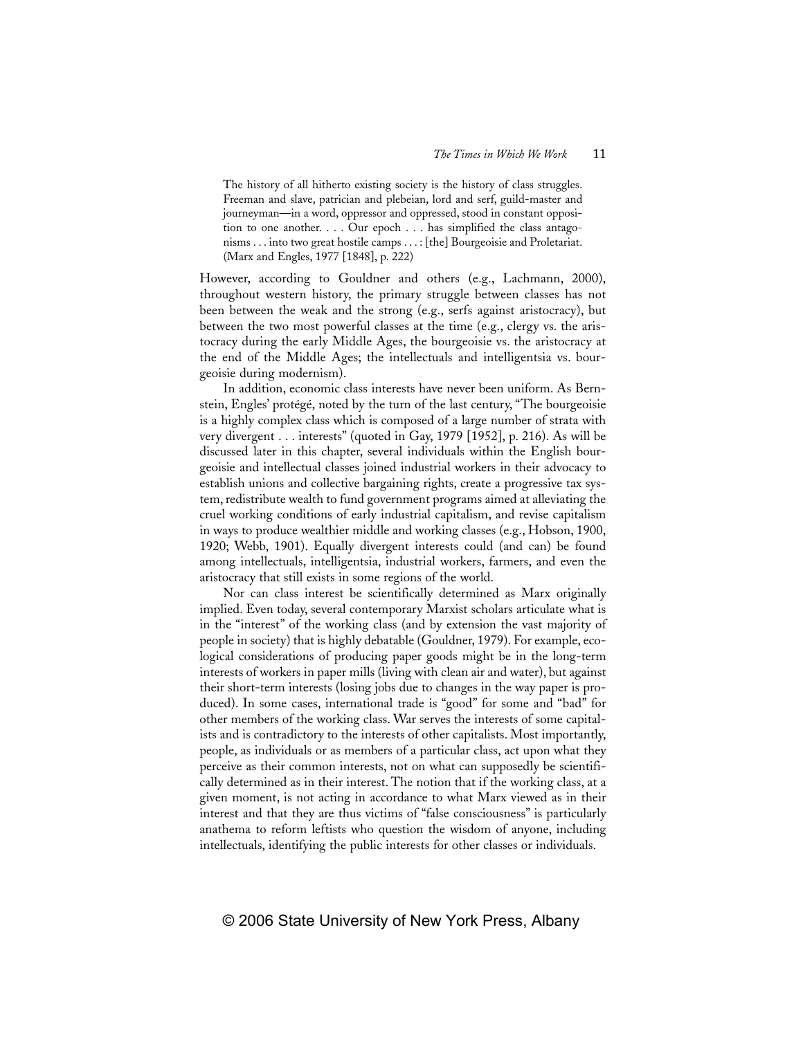> The history of all hitherto existing society is the history of class struggles. Freeman and slave, patrician and plebeian, lord and serf, guild-master and journeyman—in a word, oppressor and oppressed, stood in constant opposition to one another. . . . Our epoch . . . has simplified the class antagonisms . . . into two great hostile camps . . . : [the] Bourgeoisie and Proletariat. (Marx and Engles, 1977 [1848], p. 222)

However, according to Gouldner and others (e.g., Lachmann, 2000), throughout western history, the primary struggle between classes has not been between the weak and the strong (e.g., serfs against aristocracy), but between the two most powerful classes at the time (e.g., clergy vs. the aristocracy during the early Middle Ages, the bourgeoisie vs. the aristocracy at the end of the Middle Ages; the intellectuals and intelligentsia vs. bourgeoisie during modernism).

In addition, economic class interests have never been uniform. As Bernstein, Engles' protégé, noted by the turn of the last century, "The bourgeoisie is a highly complex class which is composed of a large number of strata with very divergent . . . interests" (quoted in Gay, 1979 [1952], p. 216). As will be discussed later in this chapter, several individuals within the English bourgeoisie and intellectual classes joined industrial workers in their advocacy to establish unions and collective bargaining rights, create a progressive tax system, redistribute wealth to fund government programs aimed at alleviating the cruel working conditions of early industrial capitalism, and revise capitalism in ways to produce wealthier middle and working classes (e.g., Hobson, 1900, 1920; Webb, 1901). Equally divergent interests could (and can) be found among intellectuals, intelligentsia, industrial workers, farmers, and even the aristocracy that still exists in some regions of the world.

Nor can class interest be scientifically determined as Marx originally implied. Even today, several contemporary Marxist scholars articulate what is in the "interest" of the working class (and by extension the vast majority of people in society) that is highly debatable (Gouldner, 1979). For example, ecological considerations of producing paper goods might be in the long-term interests of workers in paper mills (living with clean air and water), but against their short-term interests (losing jobs due to changes in the way paper is produced). In some cases, international trade is "good" for some and "bad" for other members of the working class. War serves the interests of some capitalists and is contradictory to the interests of other capitalists. Most importantly, people, as individuals or as members of a particular class, act upon what they perceive as their common interests, not on what can supposedly be scientifically determined as in their interest. The notion that if the working class, at a given moment, is not acting in accordance to what Marx viewed as in their interest and that they are thus victims of "false consciousness" is particularly anathema to reform leftists who question the wisdom of anyone, including intellectuals, identifying the public interests for other classes or individuals.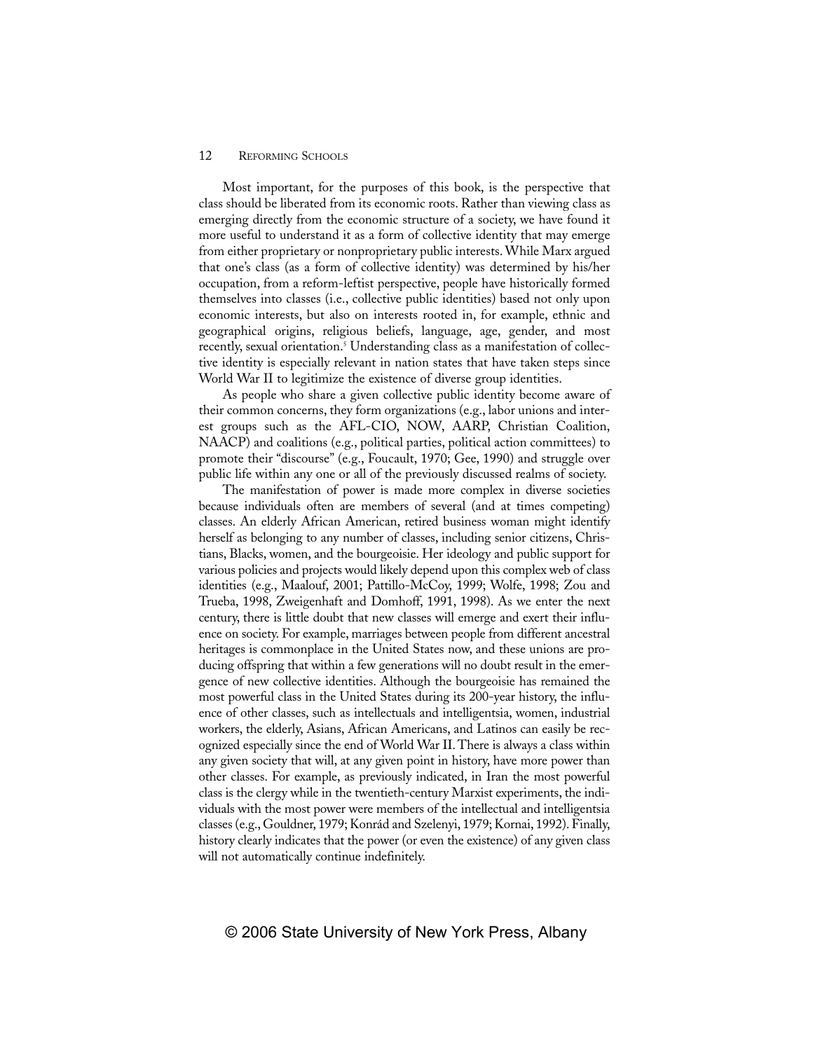Most important, for the purposes of this book, is the perspective that class should be liberated from its economic roots. Rather than viewing class as emerging directly from the economic structure of a society, we have found it more useful to understand it as a form of collective identity that may emerge from either proprietary or nonproprietary public interests. While Marx argued that one's class (as a form of collective identity) was determined by his/her occupation, from a reform-leftist perspective, people have historically formed themselves into classes (i.e., collective public identities) based not only upon economic interests, but also on interests rooted in, for example, ethnic and geographical origins, religious beliefs, language, age, gender, and most recently, sexual orientation.[5] Understanding class as a manifestation of collective identity is especially relevant in nation states that have taken steps since World War II to legitimize the existence of diverse group identities.

As people who share a given collective public identity become aware of their common concerns, they form organizations (e.g., labor unions and interest groups such as the AFL-CIO, NOW, AARP, Christian Coalition, NAACP) and coalitions (e.g., political parties, political action committees) to promote their "discourse" (e.g., Foucault, 1970; Gee, 1990) and struggle over public life within any one or all of the previously discussed realms of society.

The manifestation of power is made more complex in diverse societies because individuals often are members of several (and at times competing) classes. An elderly African American, retired business woman might identify herself as belonging to any number of classes, including senior citizens, Christians, Blacks, women, and the bourgeoisie. Her ideology and public support for various policies and projects would likely depend upon this complex web of class identities (e.g., Maalouf, 2001; Pattillo-McCoy, 1999; Wolfe, 1998; Zou and Trueba, 1998, Zweigenhaft and Domhoff, 1991, 1998). As we enter the next century, there is little doubt that new classes will emerge and exert their influence on society. For example, marriages between people from different ancestral heritages is commonplace in the United States now, and these unions are producing offspring that within a few generations will no doubt result in the emergence of new collective identities. Although the bourgeoisie has remained the most powerful class in the United States during its 200-year history, the influence of other classes, such as intellectuals and intelligentsia, women, industrial workers, the elderly, Asians, African Americans, and Latinos can easily be recognized especially since the end of World War II. There is always a class within any given society that will, at any given point in history, have more power than other classes. For example, as previously indicated, in Iran the most powerful class is the clergy while in the twentieth-century Marxist experiments, the individuals with the most power were members of the intellectual and intelligentsia classes (e.g., Gouldner, 1979; Konrád and Szelenyi, 1979; Kornai, 1992). Finally, history clearly indicates that the power (or even the existence) of any given class will not automatically continue indefinitely.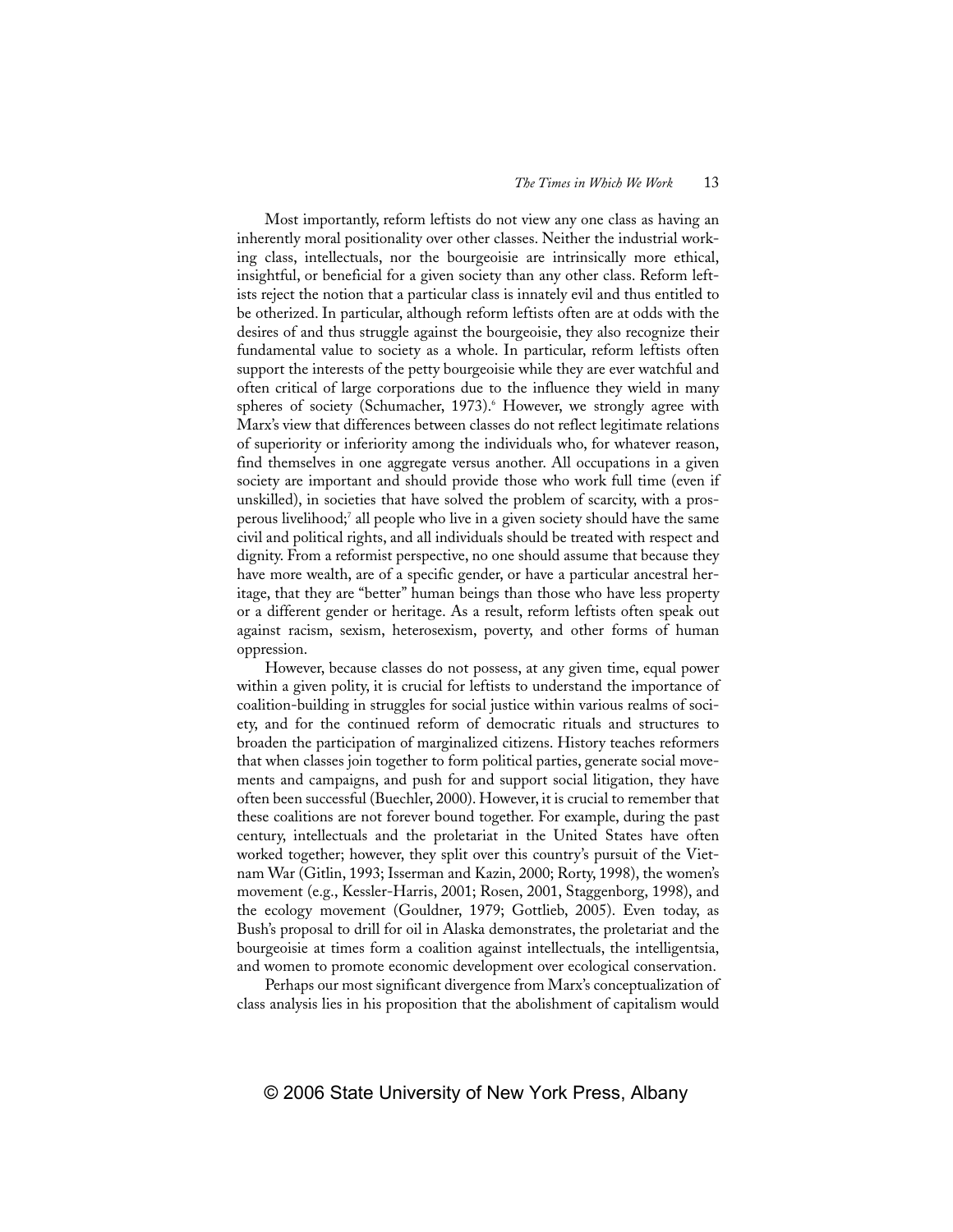Most importantly, reform leftists do not view any one class as having an inherently moral positionality over other classes. Neither the industrial working class, intellectuals, nor the bourgeoisie are intrinsically more ethical, insightful, or beneficial for a given society than any other class. Reform leftists reject the notion that a particular class is innately evil and thus entitled to be otherized. In particular, although reform leftists often are at odds with the desires of and thus struggle against the bourgeoisie, they also recognize their fundamental value to society as a whole. In particular, reform leftists often support the interests of the petty bourgeoisie while they are ever watchful and often critical of large corporations due to the influence they wield in many spheres of society (Schumacher, 1973).[6] However, we strongly agree with Marx's view that differences between classes do not reflect legitimate relations of superiority or inferiority among the individuals who, for whatever reason, find themselves in one aggregate versus another. All occupations in a given society are important and should provide those who work full time (even if unskilled), in societies that have solved the problem of scarcity, with a prosperous livelihood;[7] all people who live in a given society should have the same civil and political rights, and all individuals should be treated with respect and dignity. From a reformist perspective, no one should assume that because they have more wealth, are of a specific gender, or have a particular ancestral heritage, that they are "better" human beings than those who have less property or a different gender or heritage. As a result, reform leftists often speak out against racism, sexism, heterosexism, poverty, and other forms of human oppression.

However, because classes do not possess, at any given time, equal power within a given polity, it is crucial for leftists to understand the importance of coalition-building in struggles for social justice within various realms of society, and for the continued reform of democratic rituals and structures to broaden the participation of marginalized citizens. History teaches reformers that when classes join together to form political parties, generate social movements and campaigns, and push for and support social litigation, they have often been successful (Buechler, 2000). However, it is crucial to remember that these coalitions are not forever bound together. For example, during the past century, intellectuals and the proletariat in the United States have often worked together; however, they split over this country's pursuit of the Vietnam War (Gitlin, 1993; Isserman and Kazin, 2000; Rorty, 1998), the women's movement (e.g., Kessler-Harris, 2001; Rosen, 2001, Staggenborg, 1998), and the ecology movement (Gouldner, 1979; Gottlieb, 2005). Even today, as Bush's proposal to drill for oil in Alaska demonstrates, the proletariat and the bourgeoisie at times form a coalition against intellectuals, the intelligentsia, and women to promote economic development over ecological conservation.

Perhaps our most significant divergence from Marx's conceptualization of class analysis lies in his proposition that the abolishment of capitalism would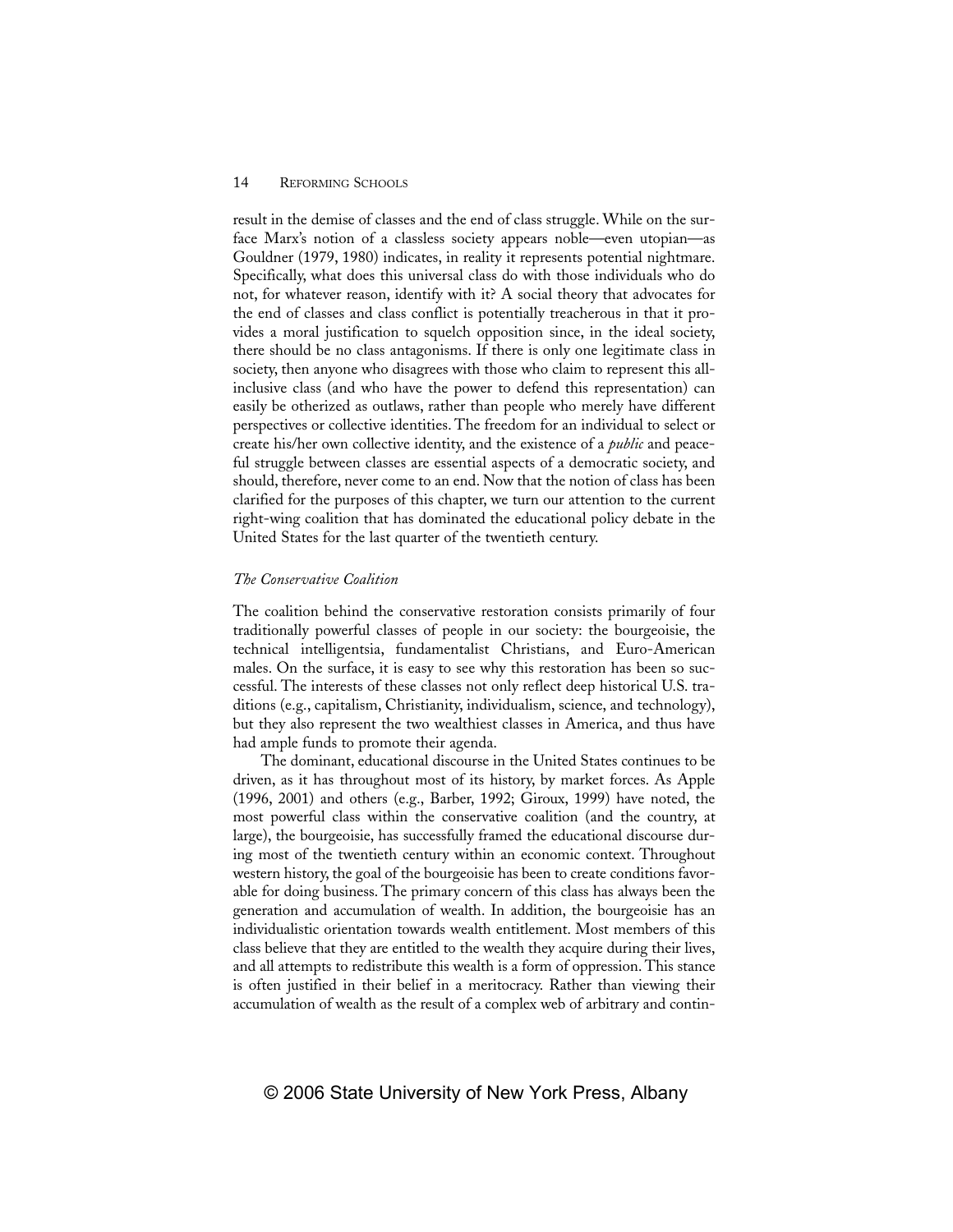result in the demise of classes and the end of class struggle. While on the surface Marx's notion of a classless society appears noble—even utopian—as Gouldner (1979, 1980) indicates, in reality it represents potential nightmare. Specifically, what does this universal class do with those individuals who do not, for whatever reason, identify with it? A social theory that advocates for the end of classes and class conflict is potentially treacherous in that it provides a moral justification to squelch opposition since, in the ideal society, there should be no class antagonisms. If there is only one legitimate class in society, then anyone who disagrees with those who claim to represent this all-inclusive class (and who have the power to defend this representation) can easily be otherized as outlaws, rather than people who merely have different perspectives or collective identities. The freedom for an individual to select or create his/her own collective identity, and the existence of a *public* and peaceful struggle between classes are essential aspects of a democratic society, and should, therefore, never come to an end. Now that the notion of class has been clarified for the purposes of this chapter, we turn our attention to the current right-wing coalition that has dominated the educational policy debate in the United States for the last quarter of the twentieth century.

*The Conservative Coalition*

The coalition behind the conservative restoration consists primarily of four traditionally powerful classes of people in our society: the bourgeoisie, the technical intelligentsia, fundamentalist Christians, and Euro-American males. On the surface, it is easy to see why this restoration has been so successful. The interests of these classes not only reflect deep historical U.S. traditions (e.g., capitalism, Christianity, individualism, science, and technology), but they also represent the two wealthiest classes in America, and thus have had ample funds to promote their agenda.

The dominant, educational discourse in the United States continues to be driven, as it has throughout most of its history, by market forces. As Apple (1996, 2001) and others (e.g., Barber, 1992; Giroux, 1999) have noted, the most powerful class within the conservative coalition (and the country, at large), the bourgeoisie, has successfully framed the educational discourse during most of the twentieth century within an economic context. Throughout western history, the goal of the bourgeoisie has been to create conditions favorable for doing business. The primary concern of this class has always been the generation and accumulation of wealth. In addition, the bourgeoisie has an individualistic orientation towards wealth entitlement. Most members of this class believe that they are entitled to the wealth they acquire during their lives, and all attempts to redistribute this wealth is a form of oppression. This stance is often justified in their belief in a meritocracy. Rather than viewing their accumulation of wealth as the result of a complex web of arbitrary and contin-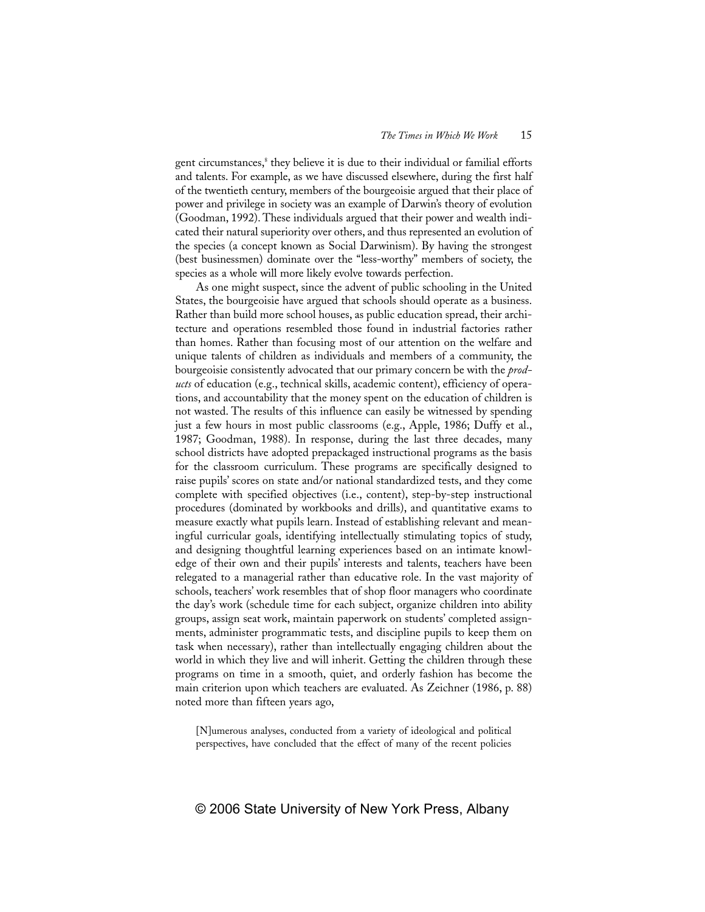gent circumstances,[8] they believe it is due to their individual or familial efforts and talents. For example, as we have discussed elsewhere, during the first half of the twentieth century, members of the bourgeoisie argued that their place of power and privilege in society was an example of Darwin's theory of evolution (Goodman, 1992). These individuals argued that their power and wealth indicated their natural superiority over others, and thus represented an evolution of the species (a concept known as Social Darwinism). By having the strongest (best businessmen) dominate over the "less-worthy" members of society, the species as a whole will more likely evolve towards perfection.

As one might suspect, since the advent of public schooling in the United States, the bourgeoisie have argued that schools should operate as a business. Rather than build more school houses, as public education spread, their architecture and operations resembled those found in industrial factories rather than homes. Rather than focusing most of our attention on the welfare and unique talents of children as individuals and members of a community, the bourgeoisie consistently advocated that our primary concern be with the *products* of education (e.g., technical skills, academic content), efficiency of operations, and accountability that the money spent on the education of children is not wasted. The results of this influence can easily be witnessed by spending just a few hours in most public classrooms (e.g., Apple, 1986; Duffy et al., 1987; Goodman, 1988). In response, during the last three decades, many school districts have adopted prepackaged instructional programs as the basis for the classroom curriculum. These programs are specifically designed to raise pupils' scores on state and/or national standardized tests, and they come complete with specified objectives (i.e., content), step-by-step instructional procedures (dominated by workbooks and drills), and quantitative exams to measure exactly what pupils learn. Instead of establishing relevant and meaningful curricular goals, identifying intellectually stimulating topics of study, and designing thoughtful learning experiences based on an intimate knowledge of their own and their pupils' interests and talents, teachers have been relegated to a managerial rather than educative role. In the vast majority of schools, teachers' work resembles that of shop floor managers who coordinate the day's work (schedule time for each subject, organize children into ability groups, assign seat work, maintain paperwork on students' completed assignments, administer programmatic tests, and discipline pupils to keep them on task when necessary), rather than intellectually engaging children about the world in which they live and will inherit. Getting the children through these programs on time in a smooth, quiet, and orderly fashion has become the main criterion upon which teachers are evaluated. As Zeichner (1986, p. 88) noted more than fifteen years ago,

> [N]umerous analyses, conducted from a variety of ideological and political perspectives, have concluded that the effect of many of the recent policies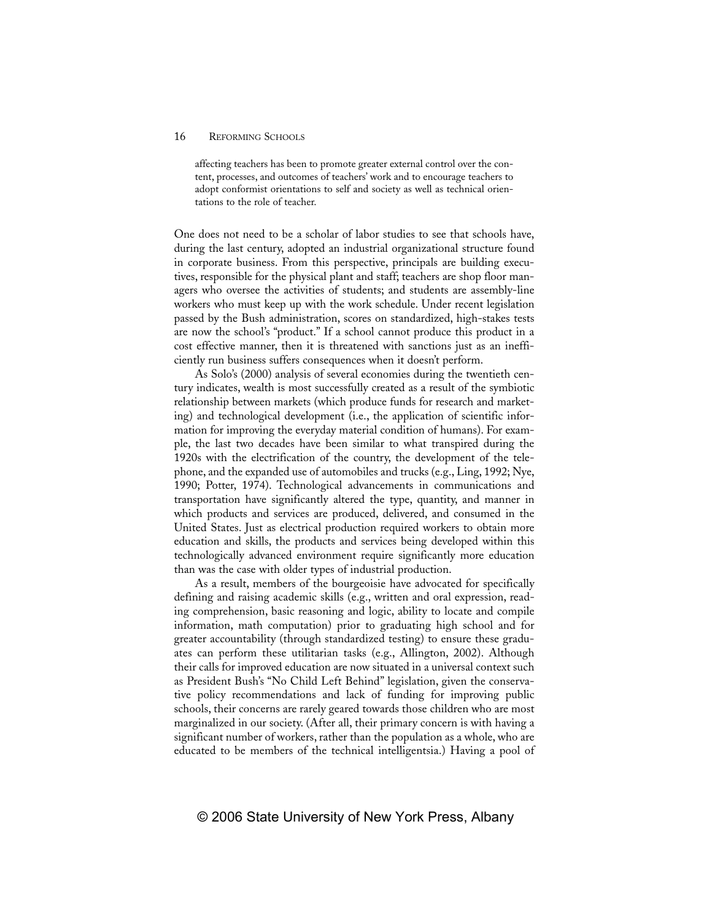> affecting teachers has been to promote greater external control over the content, processes, and outcomes of teachers' work and to encourage teachers to adopt conformist orientations to self and society as well as technical orientations to the role of teacher.

One does not need to be a scholar of labor studies to see that schools have, during the last century, adopted an industrial organizational structure found in corporate business. From this perspective, principals are building executives, responsible for the physical plant and staff; teachers are shop floor managers who oversee the activities of students; and students are assembly-line workers who must keep up with the work schedule. Under recent legislation passed by the Bush administration, scores on standardized, high-stakes tests are now the school's "product." If a school cannot produce this product in a cost effective manner, then it is threatened with sanctions just as an inefficiently run business suffers consequences when it doesn't perform.

As Solo's (2000) analysis of several economies during the twentieth century indicates, wealth is most successfully created as a result of the symbiotic relationship between markets (which produce funds for research and marketing) and technological development (i.e., the application of scientific information for improving the everyday material condition of humans). For example, the last two decades have been similar to what transpired during the 1920s with the electrification of the country, the development of the telephone, and the expanded use of automobiles and trucks (e.g., Ling, 1992; Nye, 1990; Potter, 1974). Technological advancements in communications and transportation have significantly altered the type, quantity, and manner in which products and services are produced, delivered, and consumed in the United States. Just as electrical production required workers to obtain more education and skills, the products and services being developed within this technologically advanced environment require significantly more education than was the case with older types of industrial production.

As a result, members of the bourgeoisie have advocated for specifically defining and raising academic skills (e.g., written and oral expression, reading comprehension, basic reasoning and logic, ability to locate and compile information, math computation) prior to graduating high school and for greater accountability (through standardized testing) to ensure these graduates can perform these utilitarian tasks (e.g., Allington, 2002). Although their calls for improved education are now situated in a universal context such as President Bush's "No Child Left Behind" legislation, given the conservative policy recommendations and lack of funding for improving public schools, their concerns are rarely geared towards those children who are most marginalized in our society. (After all, their primary concern is with having a significant number of workers, rather than the population as a whole, who are educated to be members of the technical intelligentsia.) Having a pool of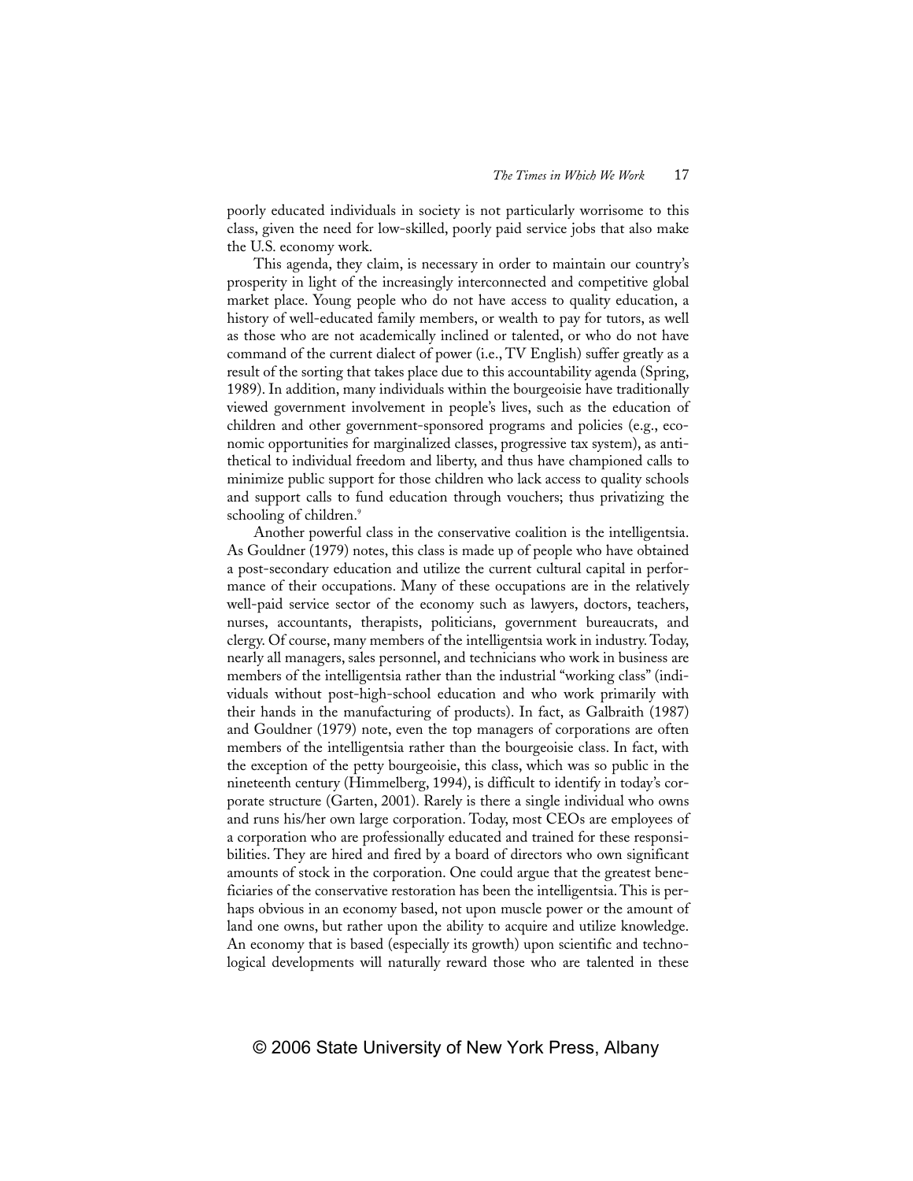poorly educated individuals in society is not particularly worrisome to this class, given the need for low-skilled, poorly paid service jobs that also make the U.S. economy work.

This agenda, they claim, is necessary in order to maintain our country's prosperity in light of the increasingly interconnected and competitive global market place. Young people who do not have access to quality education, a history of well-educated family members, or wealth to pay for tutors, as well as those who are not academically inclined or talented, or who do not have command of the current dialect of power (i.e., TV English) suffer greatly as a result of the sorting that takes place due to this accountability agenda (Spring, 1989). In addition, many individuals within the bourgeoisie have traditionally viewed government involvement in people's lives, such as the education of children and other government-sponsored programs and policies (e.g., economic opportunities for marginalized classes, progressive tax system), as antithetical to individual freedom and liberty, and thus have championed calls to minimize public support for those children who lack access to quality schools and support calls to fund education through vouchers; thus privatizing the schooling of children.[9]

Another powerful class in the conservative coalition is the intelligentsia. As Gouldner (1979) notes, this class is made up of people who have obtained a post-secondary education and utilize the current cultural capital in performance of their occupations. Many of these occupations are in the relatively well-paid service sector of the economy such as lawyers, doctors, teachers, nurses, accountants, therapists, politicians, government bureaucrats, and clergy. Of course, many members of the intelligentsia work in industry. Today, nearly all managers, sales personnel, and technicians who work in business are members of the intelligentsia rather than the industrial "working class" (individuals without post-high-school education and who work primarily with their hands in the manufacturing of products). In fact, as Galbraith (1987) and Gouldner (1979) note, even the top managers of corporations are often members of the intelligentsia rather than the bourgeoisie class. In fact, with the exception of the petty bourgeoisie, this class, which was so public in the nineteenth century (Himmelberg, 1994), is difficult to identify in today's corporate structure (Garten, 2001). Rarely is there a single individual who owns and runs his/her own large corporation. Today, most CEOs are employees of a corporation who are professionally educated and trained for these responsibilities. They are hired and fired by a board of directors who own significant amounts of stock in the corporation. One could argue that the greatest beneficiaries of the conservative restoration has been the intelligentsia. This is perhaps obvious in an economy based, not upon muscle power or the amount of land one owns, but rather upon the ability to acquire and utilize knowledge. An economy that is based (especially its growth) upon scientific and technological developments will naturally reward those who are talented in these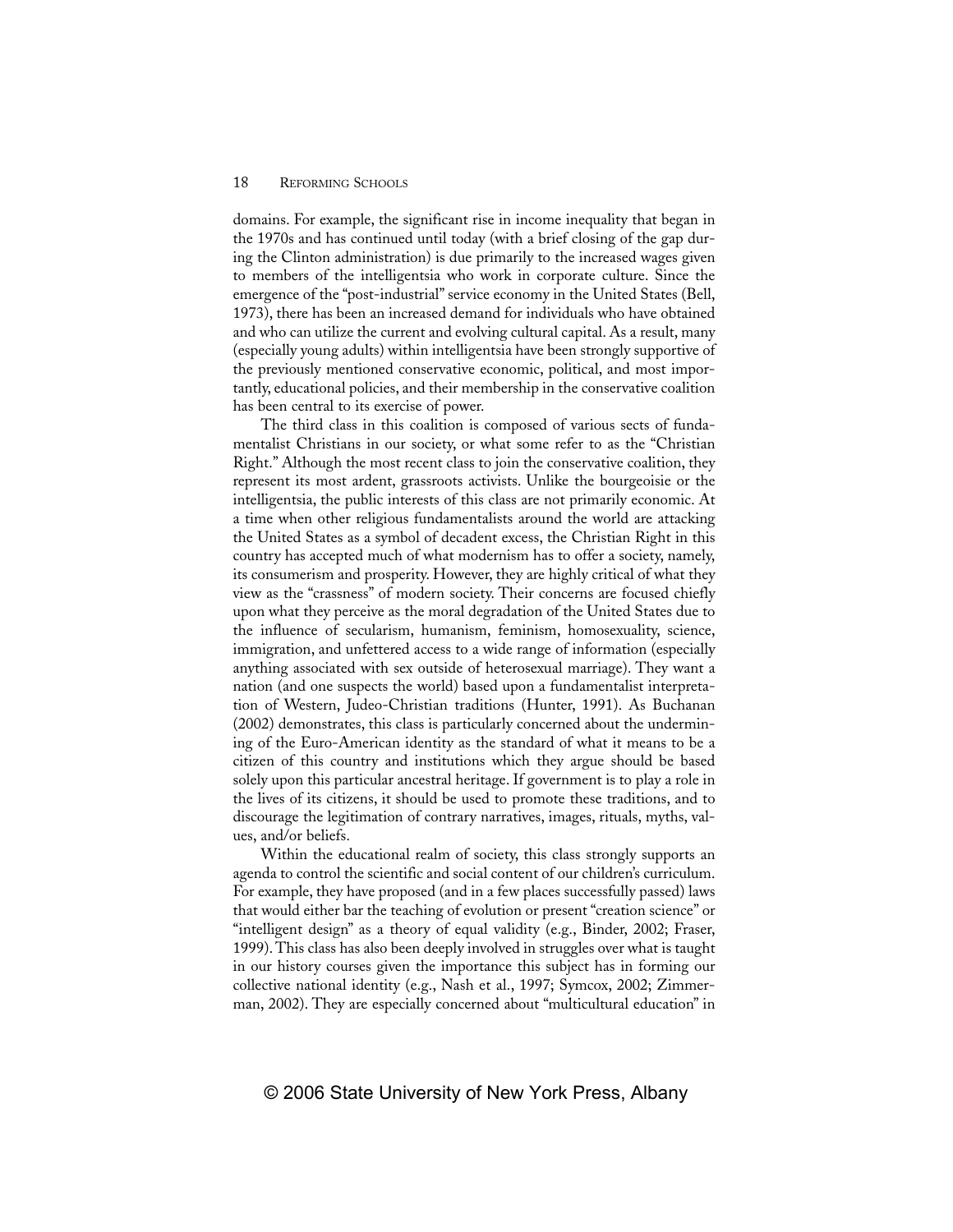domains. For example, the significant rise in income inequality that began in the 1970s and has continued until today (with a brief closing of the gap during the Clinton administration) is due primarily to the increased wages given to members of the intelligentsia who work in corporate culture. Since the emergence of the "post-industrial" service economy in the United States (Bell, 1973), there has been an increased demand for individuals who have obtained and who can utilize the current and evolving cultural capital. As a result, many (especially young adults) within intelligentsia have been strongly supportive of the previously mentioned conservative economic, political, and most importantly, educational policies, and their membership in the conservative coalition has been central to its exercise of power.

The third class in this coalition is composed of various sects of fundamentalist Christians in our society, or what some refer to as the "Christian Right." Although the most recent class to join the conservative coalition, they represent its most ardent, grassroots activists. Unlike the bourgeoisie or the intelligentsia, the public interests of this class are not primarily economic. At a time when other religious fundamentalists around the world are attacking the United States as a symbol of decadent excess, the Christian Right in this country has accepted much of what modernism has to offer a society, namely, its consumerism and prosperity. However, they are highly critical of what they view as the "crassness" of modern society. Their concerns are focused chiefly upon what they perceive as the moral degradation of the United States due to the influence of secularism, humanism, feminism, homosexuality, science, immigration, and unfettered access to a wide range of information (especially anything associated with sex outside of heterosexual marriage). They want a nation (and one suspects the world) based upon a fundamentalist interpretation of Western, Judeo-Christian traditions (Hunter, 1991). As Buchanan (2002) demonstrates, this class is particularly concerned about the undermining of the Euro-American identity as the standard of what it means to be a citizen of this country and institutions which they argue should be based solely upon this particular ancestral heritage. If government is to play a role in the lives of its citizens, it should be used to promote these traditions, and to discourage the legitimation of contrary narratives, images, rituals, myths, values, and/or beliefs.

Within the educational realm of society, this class strongly supports an agenda to control the scientific and social content of our children's curriculum. For example, they have proposed (and in a few places successfully passed) laws that would either bar the teaching of evolution or present "creation science" or "intelligent design" as a theory of equal validity (e.g., Binder, 2002; Fraser, 1999). This class has also been deeply involved in struggles over what is taught in our history courses given the importance this subject has in forming our collective national identity (e.g., Nash et al., 1997; Symcox, 2002; Zimmerman, 2002). They are especially concerned about "multicultural education" in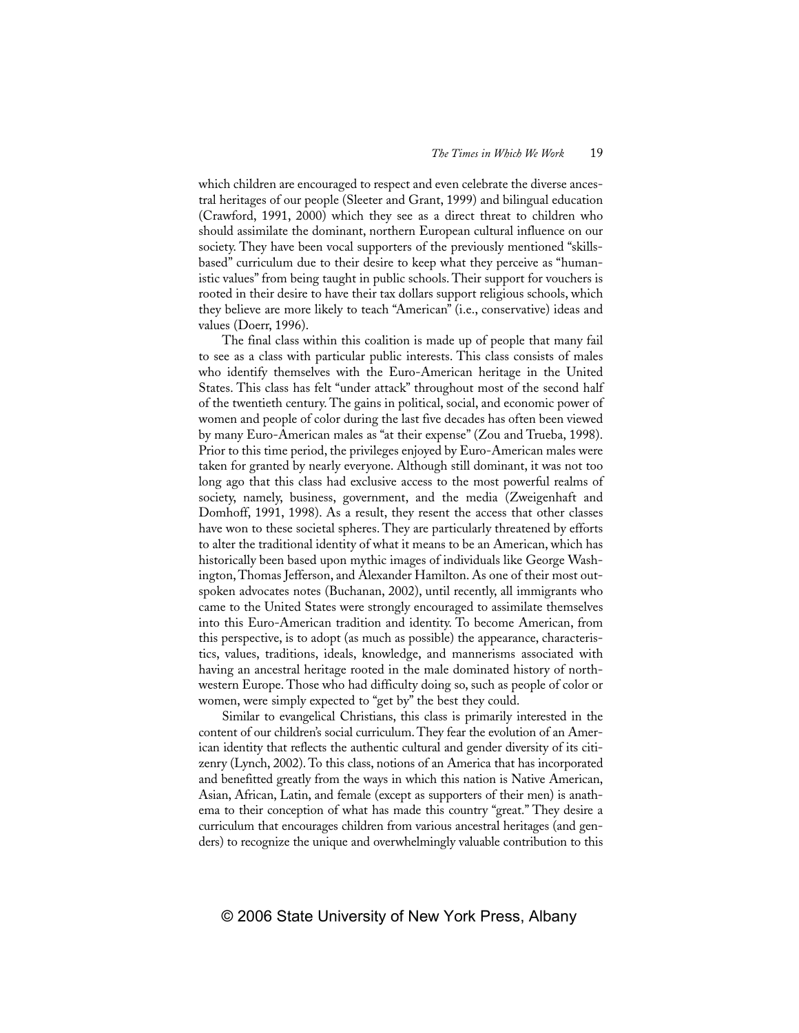which children are encouraged to respect and even celebrate the diverse ancestral heritages of our people (Sleeter and Grant, 1999) and bilingual education (Crawford, 1991, 2000) which they see as a direct threat to children who should assimilate the dominant, northern European cultural influence on our society. They have been vocal supporters of the previously mentioned "skills-based" curriculum due to their desire to keep what they perceive as "humanistic values" from being taught in public schools. Their support for vouchers is rooted in their desire to have their tax dollars support religious schools, which they believe are more likely to teach "American" (i.e., conservative) ideas and values (Doerr, 1996).

The final class within this coalition is made up of people that many fail to see as a class with particular public interests. This class consists of males who identify themselves with the Euro-American heritage in the United States. This class has felt "under attack" throughout most of the second half of the twentieth century. The gains in political, social, and economic power of women and people of color during the last five decades has often been viewed by many Euro-American males as "at their expense" (Zou and Trueba, 1998). Prior to this time period, the privileges enjoyed by Euro-American males were taken for granted by nearly everyone. Although still dominant, it was not too long ago that this class had exclusive access to the most powerful realms of society, namely, business, government, and the media (Zweigenhaft and Domhoff, 1991, 1998). As a result, they resent the access that other classes have won to these societal spheres. They are particularly threatened by efforts to alter the traditional identity of what it means to be an American, which has historically been based upon mythic images of individuals like George Washington, Thomas Jefferson, and Alexander Hamilton. As one of their most outspoken advocates notes (Buchanan, 2002), until recently, all immigrants who came to the United States were strongly encouraged to assimilate themselves into this Euro-American tradition and identity. To become American, from this perspective, is to adopt (as much as possible) the appearance, characteristics, values, traditions, ideals, knowledge, and mannerisms associated with having an ancestral heritage rooted in the male dominated history of northwestern Europe. Those who had difficulty doing so, such as people of color or women, were simply expected to "get by" the best they could.

Similar to evangelical Christians, this class is primarily interested in the content of our children's social curriculum. They fear the evolution of an American identity that reflects the authentic cultural and gender diversity of its citizenry (Lynch, 2002). To this class, notions of an America that has incorporated and benefitted greatly from the ways in which this nation is Native American, Asian, African, Latin, and female (except as supporters of their men) is anathema to their conception of what has made this country "great." They desire a curriculum that encourages children from various ancestral heritages (and genders) to recognize the unique and overwhelmingly valuable contribution to this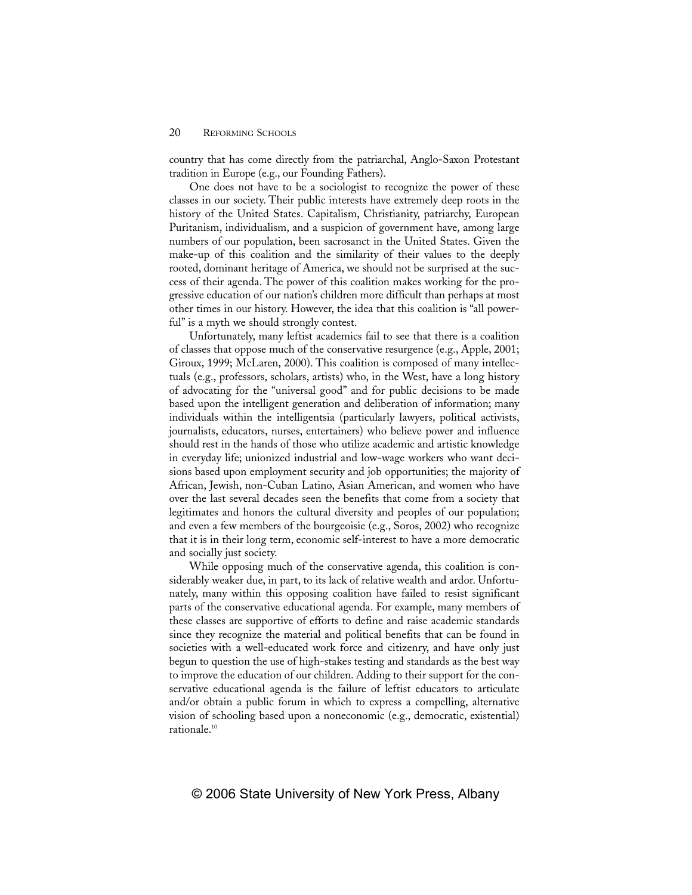country that has come directly from the patriarchal, Anglo-Saxon Protestant tradition in Europe (e.g., our Founding Fathers).

One does not have to be a sociologist to recognize the power of these classes in our society. Their public interests have extremely deep roots in the history of the United States. Capitalism, Christianity, patriarchy, European Puritanism, individualism, and a suspicion of government have, among large numbers of our population, been sacrosanct in the United States. Given the make-up of this coalition and the similarity of their values to the deeply rooted, dominant heritage of America, we should not be surprised at the success of their agenda. The power of this coalition makes working for the progressive education of our nation's children more difficult than perhaps at most other times in our history. However, the idea that this coalition is "all powerful" is a myth we should strongly contest.

Unfortunately, many leftist academics fail to see that there is a coalition of classes that oppose much of the conservative resurgence (e.g., Apple, 2001; Giroux, 1999; McLaren, 2000). This coalition is composed of many intellectuals (e.g., professors, scholars, artists) who, in the West, have a long history of advocating for the "universal good" and for public decisions to be made based upon the intelligent generation and deliberation of information; many individuals within the intelligentsia (particularly lawyers, political activists, journalists, educators, nurses, entertainers) who believe power and influence should rest in the hands of those who utilize academic and artistic knowledge in everyday life; unionized industrial and low-wage workers who want decisions based upon employment security and job opportunities; the majority of African, Jewish, non-Cuban Latino, Asian American, and women who have over the last several decades seen the benefits that come from a society that legitimates and honors the cultural diversity and peoples of our population; and even a few members of the bourgeoisie (e.g., Soros, 2002) who recognize that it is in their long term, economic self-interest to have a more democratic and socially just society.

While opposing much of the conservative agenda, this coalition is considerably weaker due, in part, to its lack of relative wealth and ardor. Unfortunately, many within this opposing coalition have failed to resist significant parts of the conservative educational agenda. For example, many members of these classes are supportive of efforts to define and raise academic standards since they recognize the material and political benefits that can be found in societies with a well-educated work force and citizenry, and have only just begun to question the use of high-stakes testing and standards as the best way to improve the education of our children. Adding to their support for the conservative educational agenda is the failure of leftist educators to articulate and/or obtain a public forum in which to express a compelling, alternative vision of schooling based upon a noneconomic (e.g., democratic, existential) rationale.[10]

© 2006 State University of New York Press, Albany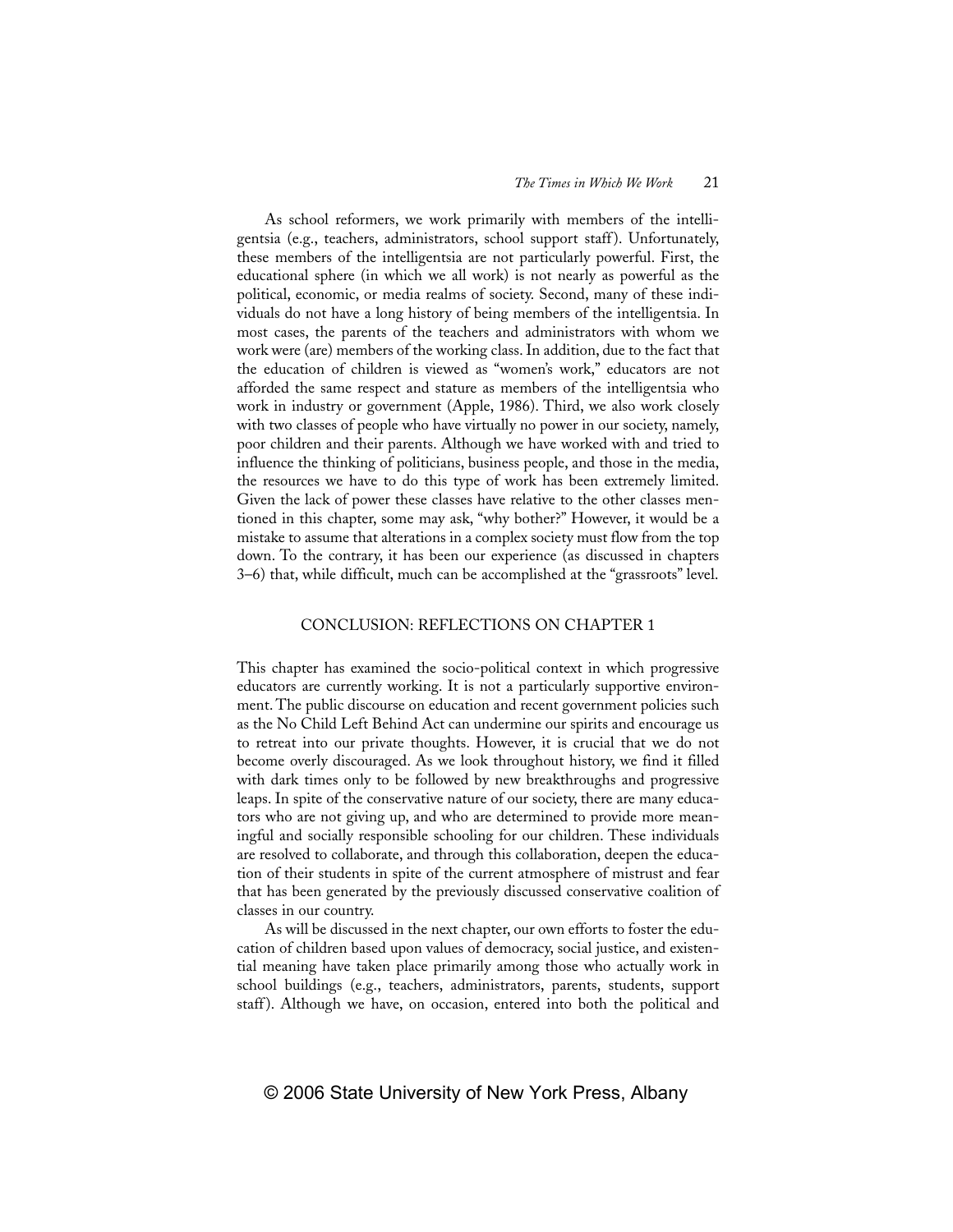As school reformers, we work primarily with members of the intelligentsia (e.g., teachers, administrators, school support staff). Unfortunately, these members of the intelligentsia are not particularly powerful. First, the educational sphere (in which we all work) is not nearly as powerful as the political, economic, or media realms of society. Second, many of these individuals do not have a long history of being members of the intelligentsia. In most cases, the parents of the teachers and administrators with whom we work were (are) members of the working class. In addition, due to the fact that the education of children is viewed as "women's work," educators are not afforded the same respect and stature as members of the intelligentsia who work in industry or government (Apple, 1986). Third, we also work closely with two classes of people who have virtually no power in our society, namely, poor children and their parents. Although we have worked with and tried to influence the thinking of politicians, business people, and those in the media, the resources we have to do this type of work has been extremely limited. Given the lack of power these classes have relative to the other classes mentioned in this chapter, some may ask, "why bother?" However, it would be a mistake to assume that alterations in a complex society must flow from the top down. To the contrary, it has been our experience (as discussed in chapters 3–6) that, while difficult, much can be accomplished at the "grassroots" level.

## CONCLUSION: REFLECTIONS ON CHAPTER 1

This chapter has examined the socio-political context in which progressive educators are currently working. It is not a particularly supportive environment. The public discourse on education and recent government policies such as the No Child Left Behind Act can undermine our spirits and encourage us to retreat into our private thoughts. However, it is crucial that we do not become overly discouraged. As we look throughout history, we find it filled with dark times only to be followed by new breakthroughs and progressive leaps. In spite of the conservative nature of our society, there are many educators who are not giving up, and who are determined to provide more meaningful and socially responsible schooling for our children. These individuals are resolved to collaborate, and through this collaboration, deepen the education of their students in spite of the current atmosphere of mistrust and fear that has been generated by the previously discussed conservative coalition of classes in our country.

As will be discussed in the next chapter, our own efforts to foster the education of children based upon values of democracy, social justice, and existential meaning have taken place primarily among those who actually work in school buildings (e.g., teachers, administrators, parents, students, support staff). Although we have, on occasion, entered into both the political and

© 2006 State University of New York Press, Albany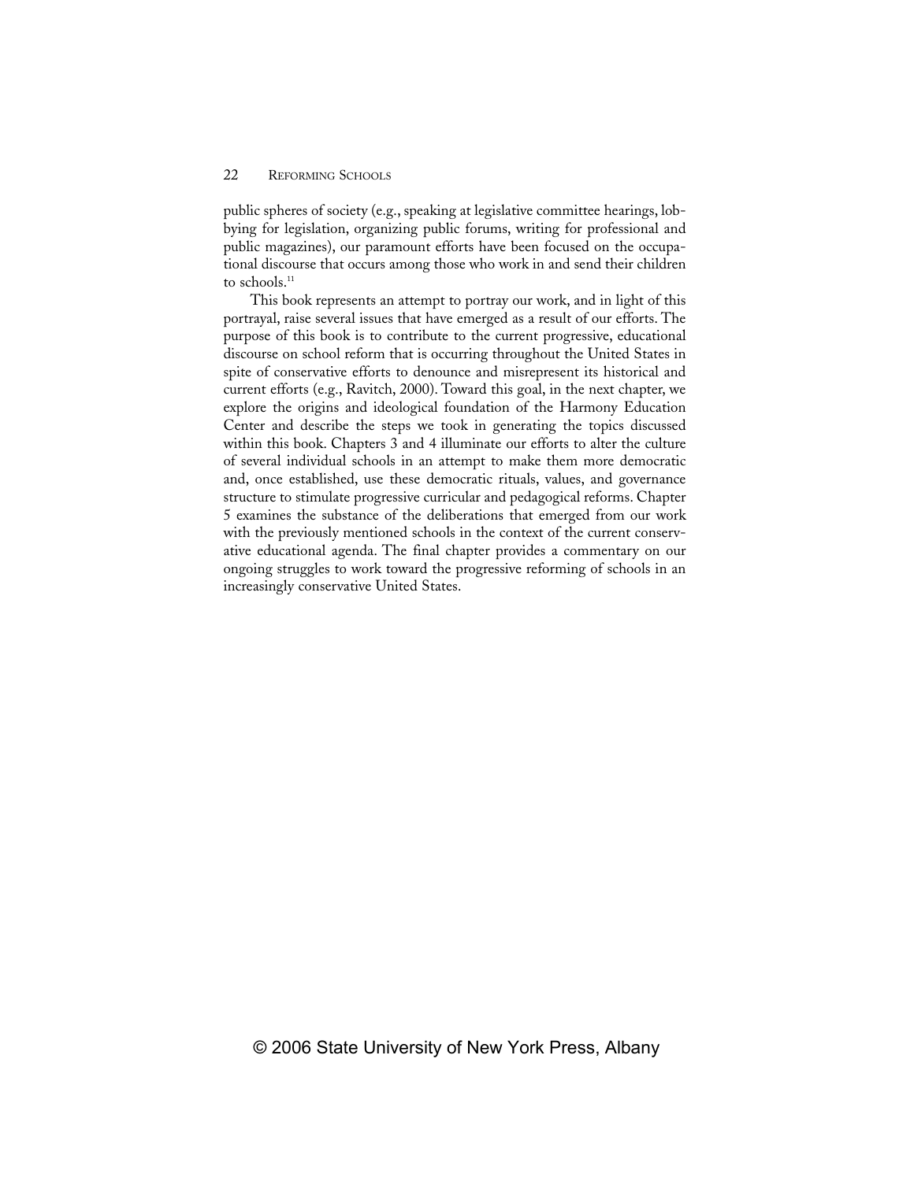public spheres of society (e.g., speaking at legislative committee hearings, lobbying for legislation, organizing public forums, writing for professional and public magazines), our paramount efforts have been focused on the occupational discourse that occurs among those who work in and send their children to schools.[11]

This book represents an attempt to portray our work, and in light of this portrayal, raise several issues that have emerged as a result of our efforts. The purpose of this book is to contribute to the current progressive, educational discourse on school reform that is occurring throughout the United States in spite of conservative efforts to denounce and misrepresent its historical and current efforts (e.g., Ravitch, 2000). Toward this goal, in the next chapter, we explore the origins and ideological foundation of the Harmony Education Center and describe the steps we took in generating the topics discussed within this book. Chapters 3 and 4 illuminate our efforts to alter the culture of several individual schools in an attempt to make them more democratic and, once established, use these democratic rituals, values, and governance structure to stimulate progressive curricular and pedagogical reforms. Chapter 5 examines the substance of the deliberations that emerged from our work with the previously mentioned schools in the context of the current conservative educational agenda. The final chapter provides a commentary on our ongoing struggles to work toward the progressive reforming of schools in an increasingly conservative United States.

© 2006 State University of New York Press, Albany